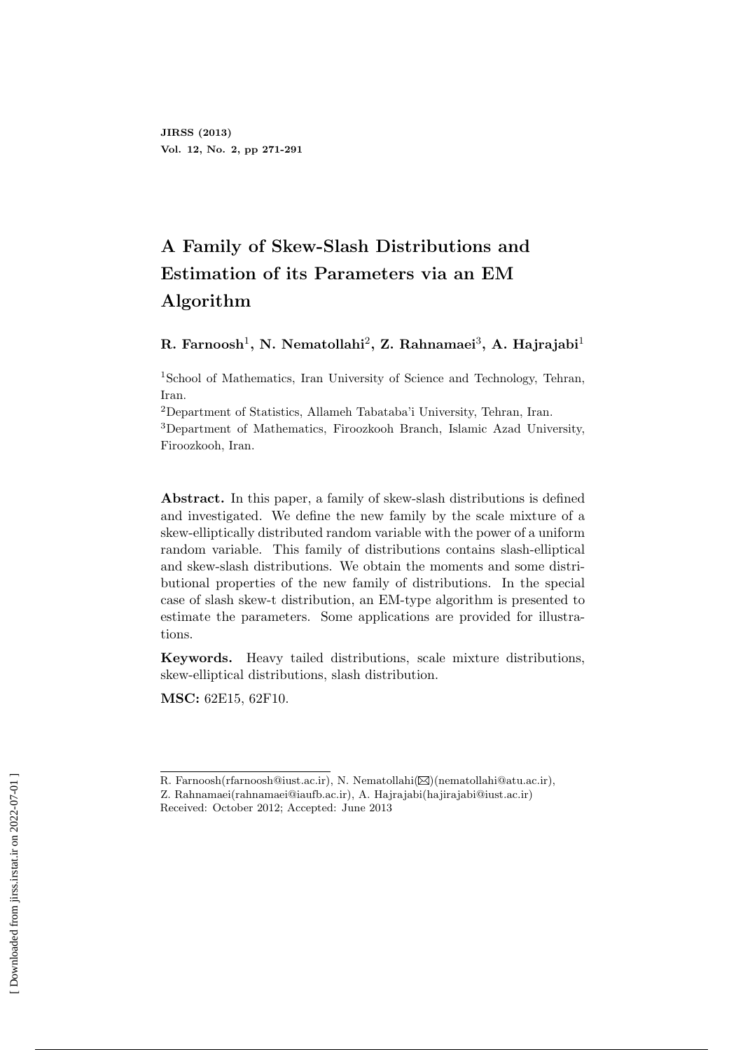# A Family of Skew-Slash Distributions and Estimation of its Parameters via an EM Algorithm

**R. Farnoosh[1], N. Nematollahi[2], Z. Rahnamaei[3], A. Hajrajabi[1]**

[1]School of Mathematics, Iran University of Science and Technology, Tehran, Iran.

[2]Department of Statistics, Allameh Tabataba'i University, Tehran, Iran.

[3]Department of Mathematics, Firoozkooh Branch, Islamic Azad University, Firoozkooh, Iran.

**Abstract.** In this paper, a family of skew-slash distributions is defined and investigated. We define the new family by the scale mixture of a skew-elliptically distributed random variable with the power of a uniform random variable. This family of distributions contains slash-elliptical and skew-slash distributions. We obtain the moments and some distributional properties of the new family of distributions. In the special case of slash skew-t distribution, an EM-type algorithm is presented to estimate the parameters. Some applications are provided for illustrations.

**Keywords.** Heavy tailed distributions, scale mixture distributions, skew-elliptical distributions, slash distribution.

**MSC:** 62E15, 62F10.

---

R. Farnoosh(rfarnoosh@iust.ac.ir), N. Nematollahi(✉)(nematollahi@atu.ac.ir),
Z. Rahnamaei(rahnamaei@iaufb.ac.ir), A. Hajrajabi(hajirajabi@iust.ac.ir)
Received: October 2012; Accepted: June 2013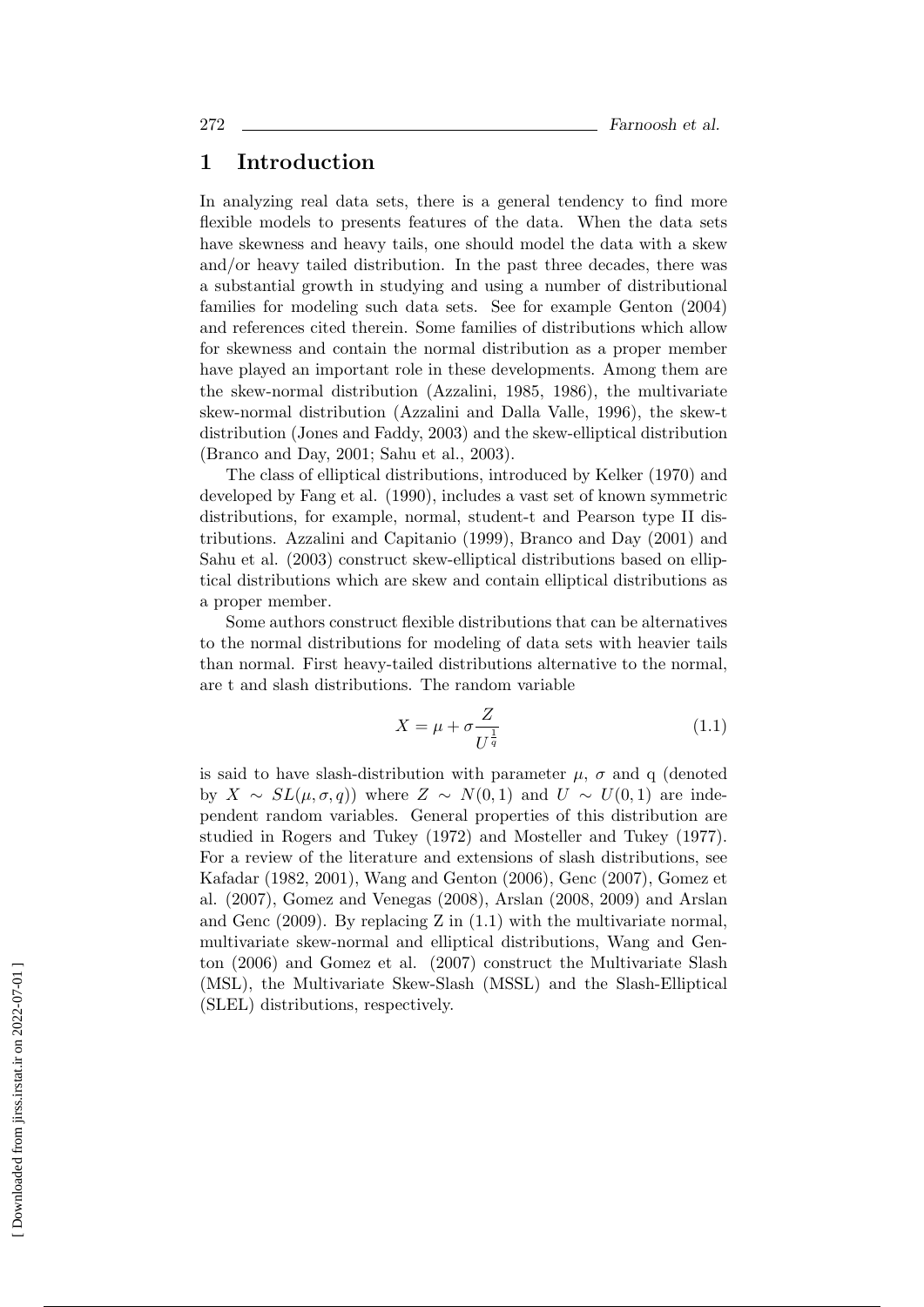## 1 Introduction

In analyzing real data sets, there is a general tendency to find more flexible models to presents features of the data. When the data sets have skewness and heavy tails, one should model the data with a skew and/or heavy tailed distribution. In the past three decades, there was a substantial growth in studying and using a number of distributional families for modeling such data sets. See for example Genton (2004) and references cited therein. Some families of distributions which allow for skewness and contain the normal distribution as a proper member have played an important role in these developments. Among them are the skew-normal distribution (Azzalini, 1985, 1986), the multivariate skew-normal distribution (Azzalini and Dalla Valle, 1996), the skew-t distribution (Jones and Faddy, 2003) and the skew-elliptical distribution (Branco and Day, 2001; Sahu et al., 2003).

The class of elliptical distributions, introduced by Kelker (1970) and developed by Fang et al. (1990), includes a vast set of known symmetric distributions, for example, normal, student-t and Pearson type II distributions. Azzalini and Capitanio (1999), Branco and Day (2001) and Sahu et al. (2003) construct skew-elliptical distributions based on elliptical distributions which are skew and contain elliptical distributions as a proper member.

Some authors construct flexible distributions that can be alternatives to the normal distributions for modeling of data sets with heavier tails than normal. First heavy-tailed distributions alternative to the normal, are t and slash distributions. The random variable

$$X = \mu + \sigma \frac{Z}{U^{\frac{1}{q}}} \tag{1.1}$$

is said to have slash-distribution with parameter $\mu$, $\sigma$ and q (denoted by $X \sim SL(\mu, \sigma, q)$) where $Z \sim N(0, 1)$ and $U \sim U(0, 1)$ are independent random variables. General properties of this distribution are studied in Rogers and Tukey (1972) and Mosteller and Tukey (1977). For a review of the literature and extensions of slash distributions, see Kafadar (1982, 2001), Wang and Genton (2006), Genc (2007), Gomez et al. (2007), Gomez and Venegas (2008), Arslan (2008, 2009) and Arslan and Genc (2009). By replacing Z in (1.1) with the multivariate normal, multivariate skew-normal and elliptical distributions, Wang and Genton (2006) and Gomez et al. (2007) construct the Multivariate Slash (MSL), the Multivariate Skew-Slash (MSSL) and the Slash-Elliptical (SLEL) distributions, respectively.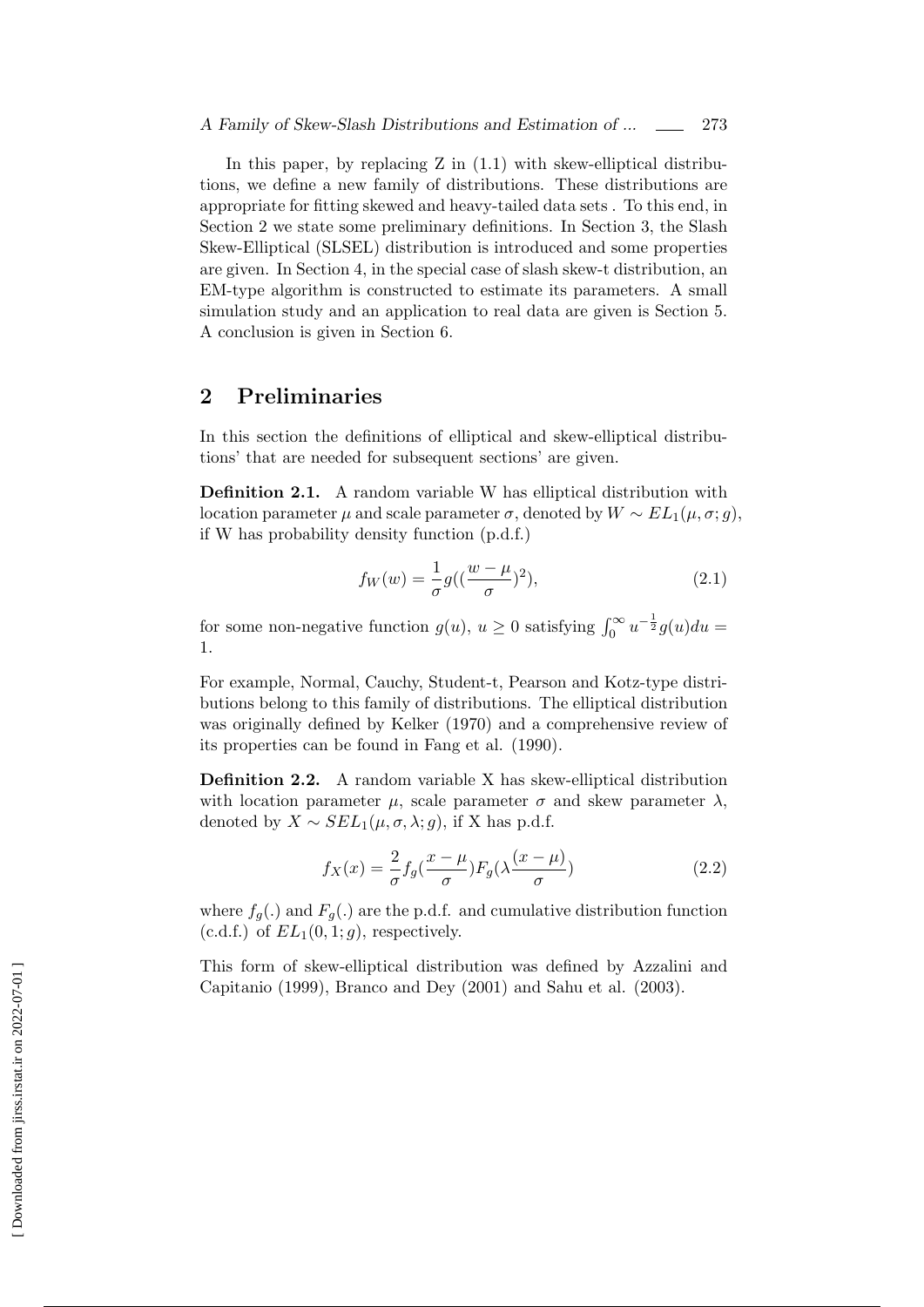In this paper, by replacing Z in (1.1) with skew-elliptical distributions, we define a new family of distributions. These distributions are appropriate for fitting skewed and heavy-tailed data sets . To this end, in Section 2 we state some preliminary definitions. In Section 3, the Slash Skew-Elliptical (SLSEL) distribution is introduced and some properties are given. In Section 4, in the special case of slash skew-t distribution, an EM-type algorithm is constructed to estimate its parameters. A small simulation study and an application to real data are given is Section 5. A conclusion is given in Section 6.

## 2 Preliminaries

In this section the definitions of elliptical and skew-elliptical distributions' that are needed for subsequent sections' are given.

**Definition 2.1.** A random variable W has elliptical distribution with location parameter $\mu$ and scale parameter $\sigma$, denoted by $W \sim EL_1(\mu, \sigma; g)$, if W has probability density function (p.d.f.)

$$f_W(w) = \frac{1}{\sigma} g((\frac{w-\mu}{\sigma})^2), \tag{2.1}$$

for some non-negative function $g(u)$, $u \geq 0$ satisfying $\int_0^\infty u^{-\frac{1}{2}} g(u)du = 1$.

For example, Normal, Cauchy, Student-t, Pearson and Kotz-type distributions belong to this family of distributions. The elliptical distribution was originally defined by Kelker (1970) and a comprehensive review of its properties can be found in Fang et al. (1990).

**Definition 2.2.** A random variable X has skew-elliptical distribution with location parameter $\mu$, scale parameter $\sigma$ and skew parameter $\lambda$, denoted by $X \sim SEL_1(\mu, \sigma, \lambda; g)$, if X has p.d.f.

$$f_X(x) = \frac{2}{\sigma} f_g(\frac{x-\mu}{\sigma}) F_g(\lambda \frac{(x-\mu)}{\sigma}) \tag{2.2}$$

where $f_g(.)$ and $F_g(.)$ are the p.d.f. and cumulative distribution function (c.d.f.) of $EL_1(0, 1; g)$, respectively.

This form of skew-elliptical distribution was defined by Azzalini and Capitanio (1999), Branco and Dey (2001) and Sahu et al. (2003).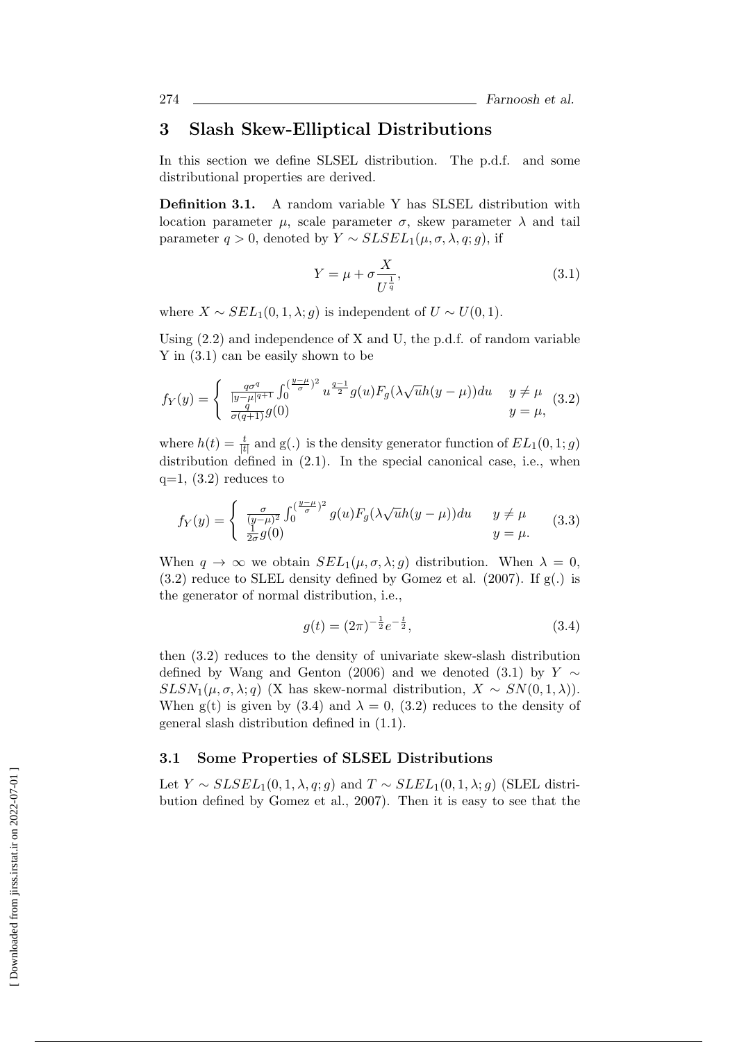## 3 Slash Skew-Elliptical Distributions

In this section we define SLSEL distribution. The p.d.f. and some distributional properties are derived.

**Definition 3.1.** A random variable Y has SLSEL distribution with location parameter $\mu$, scale parameter $\sigma$, skew parameter $\lambda$ and tail parameter $q > 0$, denoted by $Y \sim SLSEL_1(\mu, \sigma, \lambda, q; g)$, if

$$Y = \mu + \sigma \frac{X}{U^{\frac{1}{q}}}, \tag{3.1}$$

where $X \sim SEL_1(0, 1, \lambda; g)$ is independent of $U \sim U(0, 1)$.

Using (2.2) and independence of X and U, the p.d.f. of random variable Y in (3.1) can be easily shown to be

$$f_Y(y) = \begin{cases} \frac{q\sigma^q}{|y-\mu|^{q+1}} \int_0^{(\frac{y-\mu}{\sigma})^2} u^{\frac{q-1}{2}} g(u) F_g(\lambda\sqrt{u} h(y-\mu)) du & y \neq \mu \\ \frac{q}{\sigma(q+1)} g(0) & y = \mu, \end{cases} \tag{3.2}$$

where $h(t) = \frac{t}{|t|}$ and g(.) is the density generator function of $EL_1(0, 1; g)$ distribution defined in (2.1). In the special canonical case, i.e., when q=1, (3.2) reduces to

$$f_Y(y) = \begin{cases} \frac{\sigma}{(y-\mu)^2} \int_0^{(\frac{y-\mu}{\sigma})^2} g(u) F_g(\lambda\sqrt{u} h(y-\mu)) du & y \neq \mu \\ \frac{1}{2\sigma} g(0) & y = \mu. \end{cases} \tag{3.3}$$

When $q \to \infty$ we obtain $SEL_1(\mu, \sigma, \lambda; g)$ distribution. When $\lambda = 0$, (3.2) reduce to SLEL density defined by Gomez et al. (2007). If g(.) is the generator of normal distribution, i.e.,

$$g(t) = (2\pi)^{-\frac{1}{2}} e^{-\frac{t}{2}}, \tag{3.4}$$

then (3.2) reduces to the density of univariate skew-slash distribution defined by Wang and Genton (2006) and we denoted (3.1) by $Y \sim SLSN_1(\mu, \sigma, \lambda; q)$ (X has skew-normal distribution, $X \sim SN(0, 1, \lambda)$). When g(t) is given by (3.4) and $\lambda = 0$, (3.2) reduces to the density of general slash distribution defined in (1.1).

### 3.1 Some Properties of SLSEL Distributions

Let $Y \sim SLSEL_1(0, 1, \lambda, q; g)$ and $T \sim SLEL_1(0, 1, \lambda; g)$ (SLEL distribution defined by Gomez et al., 2007). Then it is easy to see that the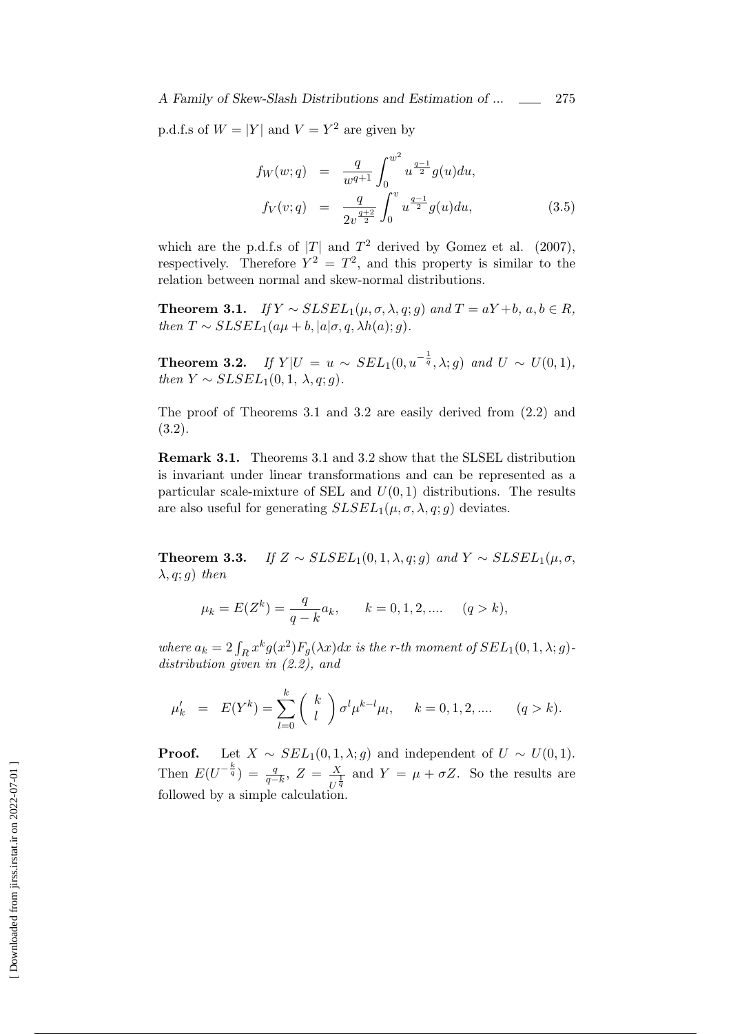p.d.f.s of $W = |Y|$ and $V = Y^2$ are given by

$$
\begin{aligned}
f_W(w;q) &= \frac{q}{w^{q+1}} \int_0^{w^2} u^{\frac{q-1}{2}} g(u) du, \\
f_V(v;q) &= \frac{q}{2v^{\frac{q+2}{2}}} \int_0^{v} u^{\frac{q-1}{2}} g(u) du,
\end{aligned}
\tag{3.5}
$$

which are the p.d.f.s of $|T|$ and $T^2$ derived by Gomez et al. (2007), respectively. Therefore $Y^2 = T^2$, and this property is similar to the relation between normal and skew-normal distributions.

**Theorem 3.1.** *If $Y \sim SLSEL_1(\mu, \sigma, \lambda, q; g)$ and $T = aY + b$, $a, b \in R$, then $T \sim SLSEL_1(a\mu + b, |a|\sigma, q, \lambda h(a); g)$.*

**Theorem 3.2.** *If $Y|U = u \sim SEL_1(0, u^{-\frac{1}{q}}, \lambda; g)$ and $U \sim U(0,1)$, then $Y \sim SLSEL_1(0, 1, \lambda, q; g)$.*

The proof of Theorems 3.1 and 3.2 are easily derived from (2.2) and (3.2).

**Remark 3.1.** Theorems 3.1 and 3.2 show that the SLSEL distribution is invariant under linear transformations and can be represented as a particular scale-mixture of SEL and $U(0,1)$ distributions. The results are also useful for generating $SLSEL_1(\mu, \sigma, \lambda, q; g)$ deviates.

**Theorem 3.3.** *If $Z \sim SLSEL_1(0, 1, \lambda, q; g)$ and $Y \sim SLSEL_1(\mu, \sigma, \lambda, q; g)$ then*

$$
\mu_k = E(Z^k) = \frac{q}{q-k} a_k, \qquad k = 0, 1, 2, .... \quad (q > k),
$$

*where $a_k = 2 \int_R x^k g(x^2) F_g(\lambda x) dx$ is the r-th moment of $SEL_1(0, 1, \lambda; g)$-distribution given in (2.2), and*

$$
\mu'_k \;=\; E(Y^k) = \sum_{l=0}^{k} \binom{k}{l} \sigma^l \mu^{k-l} \mu_l, \qquad k = 0, 1, 2, .... \qquad (q > k).
$$

**Proof.** Let $X \sim SEL_1(0, 1, \lambda; g)$ and independent of $U \sim U(0,1)$. Then $E(U^{-\frac{k}{q}}) = \frac{q}{q-k}$, $Z = \frac{X}{U^{\frac{1}{q}}}$ and $Y = \mu + \sigma Z$. So the results are followed by a simple calculation.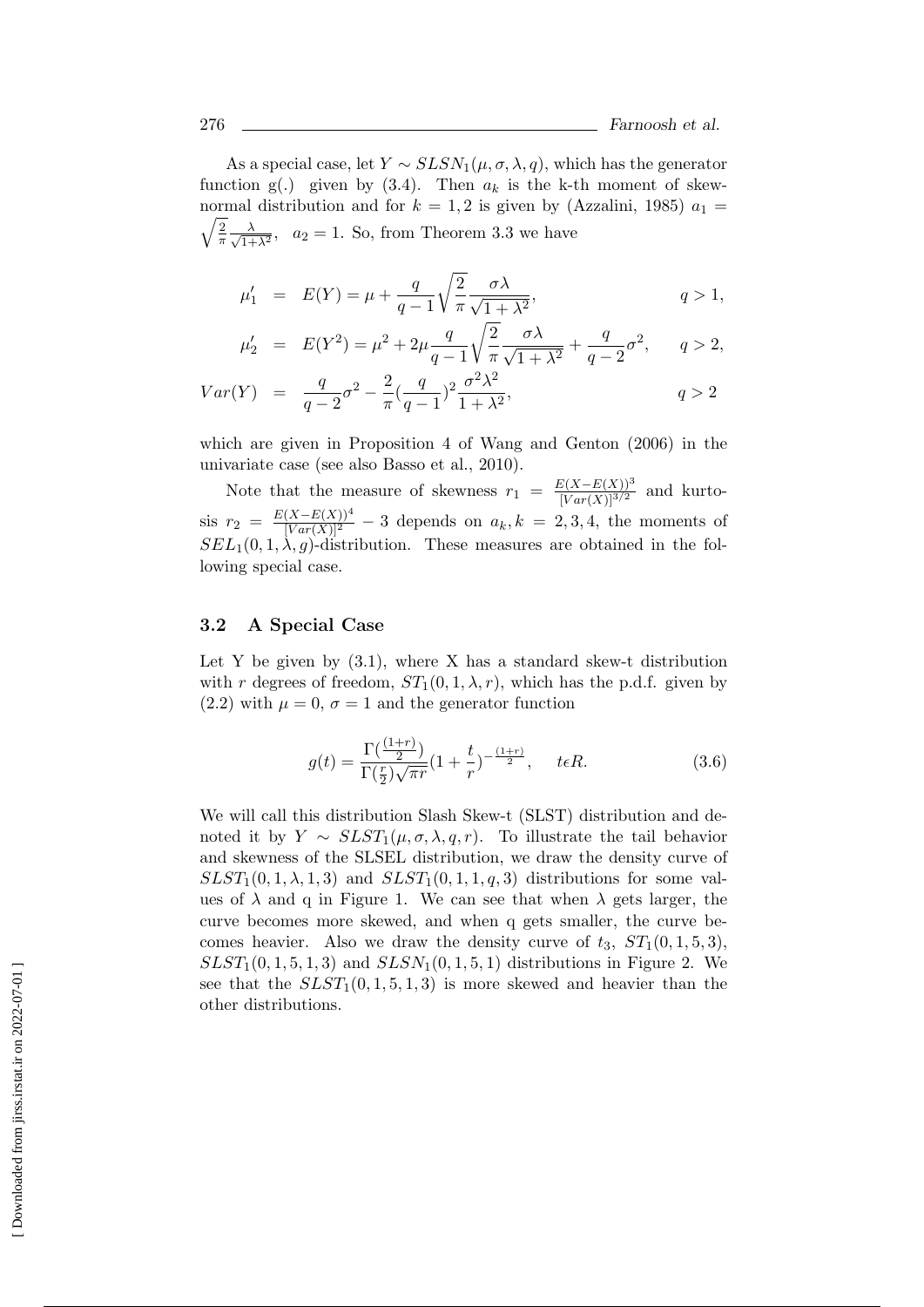As a special case, let $Y \sim SLSN_1(\mu, \sigma, \lambda, q)$, which has the generator function g(.) given by (3.4). Then $a_k$ is the k-th moment of skew-normal distribution and for $k = 1, 2$ is given by (Azzalini, 1985) $a_1 = \sqrt{\frac{2}{\pi}} \frac{\lambda}{\sqrt{1+\lambda^2}}$, $a_2 = 1$. So, from Theorem 3.3 we have

$$
\begin{aligned}
\mu_1' &= E(Y) = \mu + \frac{q}{q-1} \sqrt{\frac{2}{\pi}} \frac{\sigma \lambda}{\sqrt{1+\lambda^2}}, \qquad & q > 1, \\
\mu_2' &= E(Y^2) = \mu^2 + 2\mu \frac{q}{q-1} \sqrt{\frac{2}{\pi}} \frac{\sigma \lambda}{\sqrt{1+\lambda^2}} + \frac{q}{q-2}\sigma^2, \qquad & q > 2, \\
Var(Y) &= \frac{q}{q-2}\sigma^2 - \frac{2}{\pi}\left(\frac{q}{q-1}\right)^2 \frac{\sigma^2 \lambda^2}{1+\lambda^2}, \qquad & q > 2
\end{aligned}
$$

which are given in Proposition 4 of Wang and Genton (2006) in the univariate case (see also Basso et al., 2010).

Note that the measure of skewness $r_1 = \frac{E(X-E(X))^3}{[Var(X)]^{3/2}}$ and kurtosis $r_2 = \frac{E(X-E(X))^4}{[Var(X)]^2} - 3$ depends on $a_k, k = 2, 3, 4$, the moments of $SEL_1(0, 1, \lambda, g)$-distribution. These measures are obtained in the following special case.

### 3.2 A Special Case

Let Y be given by (3.1), where X has a standard skew-t distribution with $r$ degrees of freedom, $ST_1(0, 1, \lambda, r)$, which has the p.d.f. given by (2.2) with $\mu = 0$, $\sigma = 1$ and the generator function

$$
g(t) = \frac{\Gamma(\frac{(1+r)}{2})}{\Gamma(\frac{r}{2})\sqrt{\pi r}} \left(1 + \frac{t}{r}\right)^{-\frac{(1+r)}{2}}, \quad t \epsilon R. \tag{3.6}
$$

We will call this distribution Slash Skew-t (SLST) distribution and denoted it by $Y \sim SLST_1(\mu, \sigma, \lambda, q, r)$. To illustrate the tail behavior and skewness of the SLSEL distribution, we draw the density curve of $SLST_1(0, 1, \lambda, 1, 3)$ and $SLST_1(0, 1, 1, q, 3)$ distributions for some values of $\lambda$ and q in Figure 1. We can see that when $\lambda$ gets larger, the curve becomes more skewed, and when q gets smaller, the curve becomes heavier. Also we draw the density curve of $t_3$, $ST_1(0, 1, 5, 3)$, $SLST_1(0, 1, 5, 1, 3)$ and $SLSN_1(0, 1, 5, 1)$ distributions in Figure 2. We see that the $SLST_1(0, 1, 5, 1, 3)$ is more skewed and heavier than the other distributions.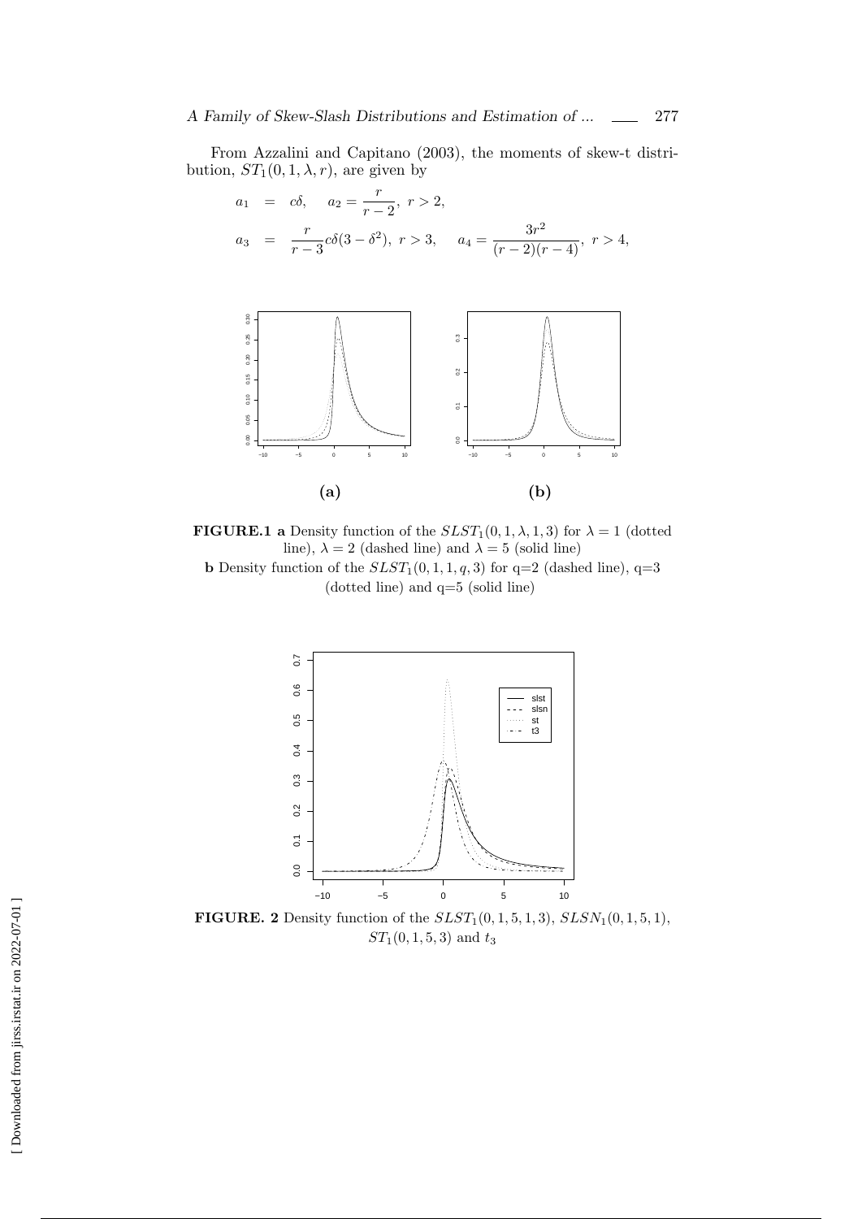From Azzalini and Capitano (2003), the moments of skew-t distribution, $ST_1(0, 1, \lambda, r)$, are given by

$$
\begin{aligned}
a_1 &= c\delta, \quad a_2 = \frac{r}{r-2}, \; r > 2, \\
a_3 &= \frac{r}{r-3} c\delta(3 - \delta^2), \; r > 3, \quad a_4 = \frac{3r^2}{(r-2)(r-4)}, \; r > 4,
\end{aligned}
$$

**FIGURE.1 a** Density function of the $SLST_1(0, 1, \lambda, 1, 3)$ for $\lambda = 1$ (dotted line), $\lambda = 2$ (dashed line) and $\lambda = 5$ (solid line)
**b** Density function of the $SLST_1(0, 1, 1, q, 3)$ for q=2 (dashed line), q=3 (dotted line) and q=5 (solid line)

**FIGURE. 2** Density function of the $SLST_1(0, 1, 5, 1, 3)$, $SLSN_1(0, 1, 5, 1)$, $ST_1(0, 1, 5, 3)$ and $t_3$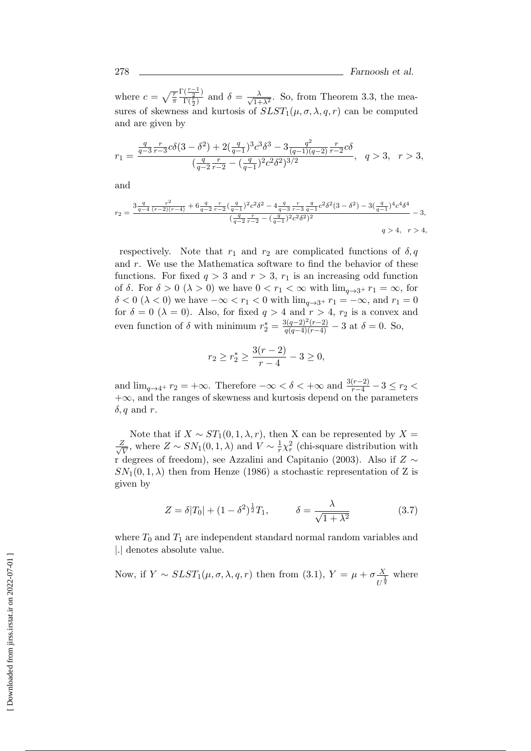where $c = \sqrt{\frac{r}{\pi}}\frac{\Gamma(\frac{r-1}{2})}{\Gamma(\frac{r}{2})}$ and $\delta = \frac{\lambda}{\sqrt{1+\lambda^2}}$. So, from Theorem 3.3, the measures of skewness and kurtosis of $SLST_1(\mu, \sigma, \lambda, q, r)$ can be computed and are given by

$$r_1 = \frac{\frac{q}{q-3}\frac{r}{r-3}c\delta(3-\delta^2) + 2(\frac{q}{q-1})^3c^3\delta^3 - 3\frac{q^2}{(q-1)(q-2)}\frac{r}{r-2}c\delta}{(\frac{q}{q-2}\frac{r}{r-2} - (\frac{q}{q-1})^2c^2\delta^2)^{3/2}}, \quad q > 3, \quad r > 3,$$

and

$$r_2 = \frac{3\frac{q}{q-4}\frac{r^2}{(r-2)(r-4)} + 6\frac{q}{q-2}\frac{r}{r-2}(\frac{q}{q-1})^2c^2\delta^2 - 4\frac{q}{q-3}\frac{r}{r-3}\frac{q}{q-1}c^2\delta^2(3-\delta^2) - 3(\frac{q}{q-1})^4c^4\delta^4}{(\frac{q}{q-2}\frac{r}{r-2} - (\frac{q}{q-1})^2c^2\delta^2)^2} - 3,$$
$$q > 4, \quad r > 4,$$

respectively. Note that $r_1$ and $r_2$ are complicated functions of $\delta, q$ and $r$. We use the Mathematica software to find the behavior of these functions. For fixed $q > 3$ and $r > 3$, $r_1$ is an increasing odd function of $\delta$. For $\delta > 0$ ($\lambda > 0$) we have $0 < r_1 < \infty$ with $\lim_{q\to 3^+} r_1 = \infty$, for $\delta < 0$ ($\lambda < 0$) we have $-\infty < r_1 < 0$ with $\lim_{q\to 3^+} r_1 = -\infty$, and $r_1 = 0$ for $\delta = 0$ ($\lambda = 0$). Also, for fixed $q > 4$ and $r > 4$, $r_2$ is a convex and even function of $\delta$ with minimum $r_2^* = \frac{3(q-2)^2(r-2)}{q(q-4)(r-4)} - 3$ at $\delta = 0$. So,

$$r_2 \geq r_2^* \geq \frac{3(r-2)}{r-4} - 3 \geq 0,$$

and $\lim_{q\to 4^+} r_2 = +\infty$. Therefore $-\infty < \delta < +\infty$ and $\frac{3(r-2)}{r-4} - 3 \leq r_2 < +\infty$, and the ranges of skewness and kurtosis depend on the parameters $\delta, q$ and $r$.

Note that if $X \sim ST_1(0, 1, \lambda, r)$, then X can be represented by $X = \frac{Z}{\sqrt{V}}$, where $Z \sim SN_1(0, 1, \lambda)$ and $V \sim \frac{1}{r}\chi_r^2$ (chi-square distribution with r degrees of freedom), see Azzalini and Capitanio (2003). Also if $Z \sim SN_1(0, 1, \lambda)$ then from Henze (1986) a stochastic representation of Z is given by

$$Z = \delta|T_0| + (1-\delta^2)^{\frac{1}{2}}T_1, \qquad \delta = \frac{\lambda}{\sqrt{1+\lambda^2}} \tag{3.7}$$

where $T_0$ and $T_1$ are independent standard normal random variables and $|.|$ denotes absolute value.

Now, if $Y \sim SLST_1(\mu, \sigma, \lambda, q, r)$ then from (3.1), $Y = \mu + \sigma\frac{X}{U^{\frac{1}{q}}}$ where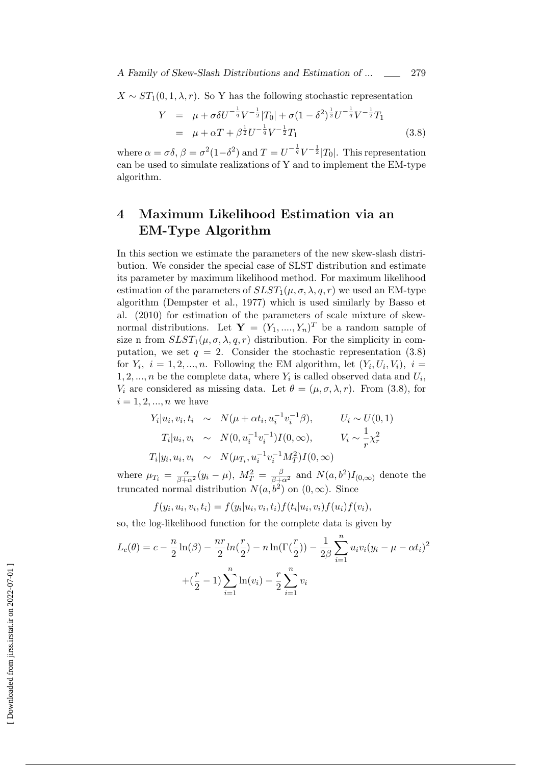$X \sim ST_1(0, 1, \lambda, r)$. So Y has the following stochastic representation

$$
\begin{aligned}
Y &= \mu + \sigma\delta U^{-\frac{1}{q}} V^{-\frac{1}{2}} |T_0| + \sigma(1-\delta^2)^{\frac{1}{2}} U^{-\frac{1}{q}} V^{-\frac{1}{2}} T_1 \\
&= \mu + \alpha T + \beta^{\frac{1}{2}} U^{-\frac{1}{q}} V^{-\frac{1}{2}} T_1 \qquad (3.8)
\end{aligned}
$$

where $\alpha = \sigma\delta$, $\beta = \sigma^2(1-\delta^2)$ and $T = U^{-\frac{1}{q}} V^{-\frac{1}{2}} |T_0|$. This representation can be used to simulate realizations of Y and to implement the EM-type algorithm.

# 4 Maximum Likelihood Estimation via an EM-Type Algorithm

In this section we estimate the parameters of the new skew-slash distribution. We consider the special case of SLST distribution and estimate its parameter by maximum likelihood method. For maximum likelihood estimation of the parameters of $SLST_1(\mu, \sigma, \lambda, q, r)$ we used an EM-type algorithm (Dempster et al., 1977) which is used similarly by Basso et al. (2010) for estimation of the parameters of scale mixture of skew-normal distributions. Let $\mathbf{Y} = (Y_1, ...., Y_n)^T$ be a random sample of size n from $SLST_1(\mu, \sigma, \lambda, q, r)$ distribution. For the simplicity in computation, we set $q = 2$. Consider the stochastic representation (3.8) for $Y_i$, $i = 1, 2, ..., n$. Following the EM algorithm, let $(Y_i, U_i, V_i)$, $i = 1, 2, ..., n$ be the complete data, where $Y_i$ is called observed data and $U_i$, $V_i$ are considered as missing data. Let $\theta = (\mu, \sigma, \lambda, r)$. From (3.8), for $i = 1, 2, ..., n$ we have

$$
\begin{aligned}
Y_i | u_i, v_i, t_i &\sim N(\mu + \alpha t_i, u_i^{-1} v_i^{-1} \beta), \qquad U_i \sim U(0,1) \\
T_i | u_i, v_i &\sim N(0, u_i^{-1} v_i^{-1}) I(0, \infty), \qquad V_i \sim \frac{1}{r}\chi_r^2 \\
T_i | y_i, u_i, v_i &\sim N(\mu_{T_i}, u_i^{-1} v_i^{-1} M_T^2) I(0, \infty)
\end{aligned}
$$

where $\mu_{T_i} = \frac{\alpha}{\beta + \alpha^2}(y_i - \mu)$, $M_T^2 = \frac{\beta}{\beta + \alpha^2}$ and $N(a, b^2) I_{(0,\infty)}$ denote the truncated normal distribution $N(a, b^2)$ on $(0, \infty)$. Since

$$
f(y_i, u_i, v_i, t_i) = f(y_i | u_i, v_i, t_i) f(t_i | u_i, v_i) f(u_i) f(v_i),
$$

so, the log-likelihood function for the complete data is given by

$$
\begin{aligned}
L_c(\theta) = c &- \frac{n}{2}\ln(\beta) - \frac{nr}{2} ln(\frac{r}{2}) - n\ln(\Gamma(\frac{r}{2})) - \frac{1}{2\beta}\sum_{i=1}^{n} u_i v_i (y_i - \mu - \alpha t_i)^2 \\
&+ (\frac{r}{2} - 1)\sum_{i=1}^{n} \ln(v_i) - \frac{r}{2}\sum_{i=1}^{n} v_i
\end{aligned}
$$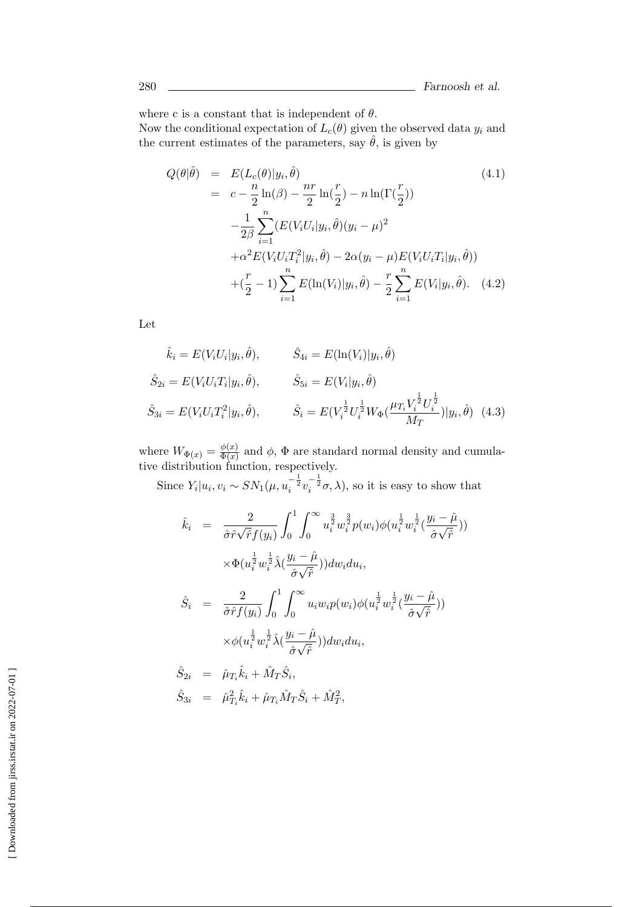where c is a constant that is independent of $\theta$.
Now the conditional expectation of $L_c(\theta)$ given the observed data $y_i$ and the current estimates of the parameters, say $\hat{\theta}$, is given by

$$
\begin{aligned}
Q(\theta|\hat{\theta}) &= E(L_c(\theta)|y_i,\hat{\theta}) \qquad\qquad\qquad\qquad\qquad\qquad (4.1)\\
&= c - \frac{n}{2}\ln(\beta) - \frac{nr}{2}\ln(\frac{r}{2}) - n\ln(\Gamma(\frac{r}{2}))\\
&\quad -\frac{1}{2\beta}\sum_{i=1}^{n}(E(V_iU_i|y_i,\hat{\theta})(y_i-\mu)^2\\
&\quad +\alpha^2 E(V_iU_iT_i^2|y_i,\hat{\theta}) - 2\alpha(y_i-\mu)E(V_iU_iT_i|y_i,\hat{\theta}))\\
&\quad +(\frac{r}{2}-1)\sum_{i=1}^{n}E(\ln(V_i)|y_i,\hat{\theta}) - \frac{r}{2}\sum_{i=1}^{n}E(V_i|y_i,\hat{\theta}). \quad (4.2)
\end{aligned}
$$

Let

$$
\begin{aligned}
\hat{k}_i &= E(V_iU_i|y_i,\hat{\theta}), & \hat{S}_{4i} &= E(\ln(V_i)|y_i,\hat{\theta})\\
\hat{S}_{2i} &= E(V_iU_iT_i|y_i,\hat{\theta}), & \hat{S}_{5i} &= E(V_i|y_i,\hat{\theta})\\
\hat{S}_{3i} &= E(V_iU_iT_i^2|y_i,\hat{\theta}), & \hat{S}_i &= E(V_i^{\frac{1}{2}}U_i^{\frac{1}{2}}W_{\Phi}(\frac{\mu_{T_i}V_i^{\frac{1}{2}}U_i^{\frac{1}{2}}}{M_T})|y_i,\hat{\theta}) \quad (4.3)
\end{aligned}
$$

where $W_{\Phi(x)} = \frac{\phi(x)}{\Phi(x)}$ and $\phi$, $\Phi$ are standard normal density and cumulative distribution function, respectively.

Since $Y_i|u_i,v_i \sim SN_1(\mu, u_i^{-\frac{1}{2}}v_i^{-\frac{1}{2}}\sigma, \lambda)$, so it is easy to show that

$$
\begin{aligned}
\hat{k}_i &= \frac{2}{\hat{\sigma}\hat{r}\sqrt{\hat{r}}f(y_i)}\int_0^1\int_0^\infty u_i^{\frac{3}{2}}w_i^{\frac{3}{2}}p(w_i)\phi(u_i^{\frac{1}{2}}w_i^{\frac{1}{2}}(\frac{y_i-\hat{\mu}}{\hat{\sigma}\sqrt{\hat{r}}}))\\
&\quad \times\Phi(u_i^{\frac{1}{2}}w_i^{\frac{1}{2}}\hat{\lambda}(\frac{y_i-\hat{\mu}}{\hat{\sigma}\sqrt{\hat{r}}}))dw_idu_i,\\
\hat{S}_i &= \frac{2}{\hat{\sigma}\hat{r}f(y_i)}\int_0^1\int_0^\infty u_iw_ip(w_i)\phi(u_i^{\frac{1}{2}}w_i^{\frac{1}{2}}(\frac{y_i-\hat{\mu}}{\hat{\sigma}\sqrt{\hat{r}}}))\\
&\quad \times\phi(u_i^{\frac{1}{2}}w_i^{\frac{1}{2}}\hat{\lambda}(\frac{y_i-\hat{\mu}}{\hat{\sigma}\sqrt{\hat{r}}}))dw_idu_i,\\
\hat{S}_{2i} &= \hat{\mu}_{T_i}\hat{k}_i + \hat{M}_T\hat{S}_i,\\
\hat{S}_{3i} &= \hat{\mu}_{T_i}^2\hat{k}_i + \hat{\mu}_{T_i}\hat{M}_T\hat{S}_i + \hat{M}_T^2,
\end{aligned}
$$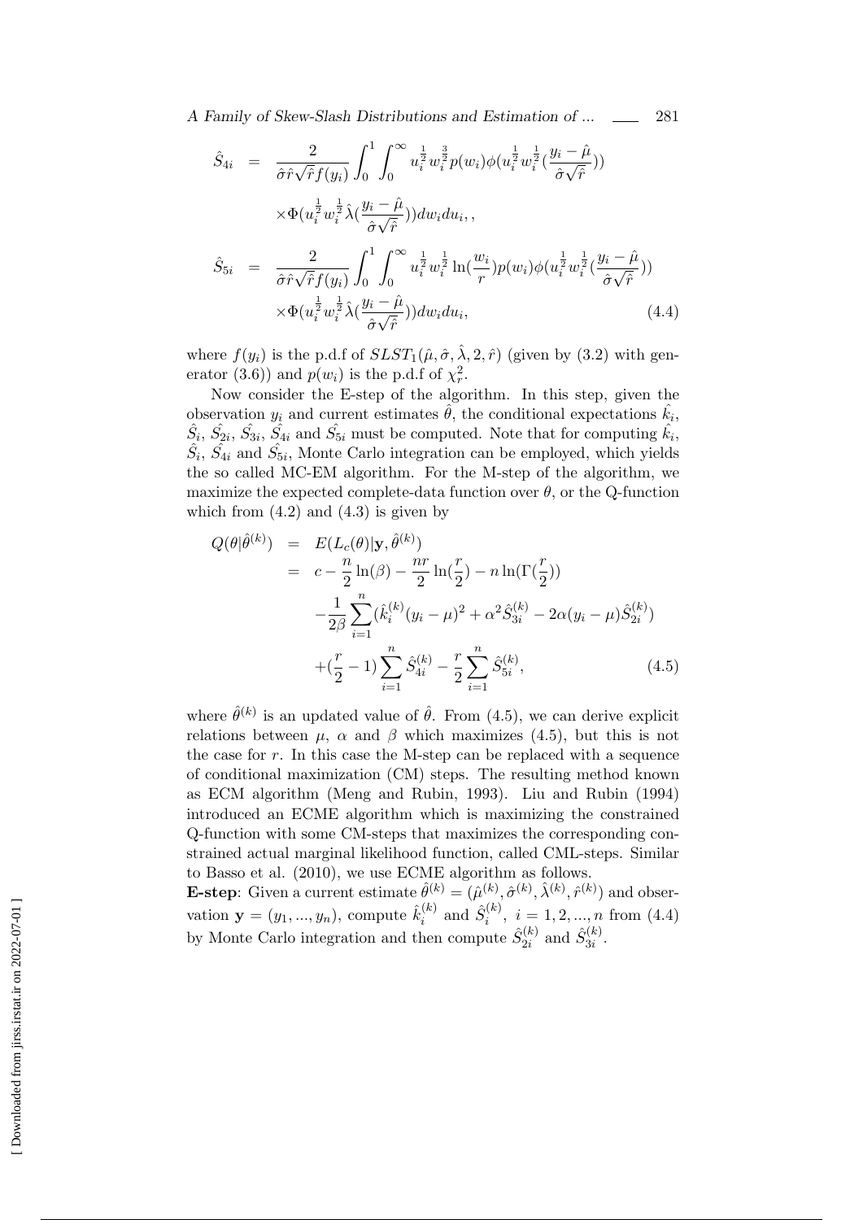$$
\begin{aligned}
\hat{S}_{4i} &= \frac{2}{\hat{\sigma}\hat{r}\sqrt{\hat{r}}f(y_i)}\int_0^1\int_0^\infty u_i^{\frac{1}{2}}w_i^{\frac{3}{2}}p(w_i)\phi(u_i^{\frac{1}{2}}w_i^{\frac{1}{2}}(\frac{y_i-\hat{\mu}}{\hat{\sigma}\sqrt{\hat{r}}}))\\
&\quad\times\Phi(u_i^{\frac{1}{2}}w_i^{\frac{1}{2}}\hat{\lambda}(\frac{y_i-\hat{\mu}}{\hat{\sigma}\sqrt{\hat{r}}}))dw_i du_i,,\\
\hat{S}_{5i} &= \frac{2}{\hat{\sigma}\hat{r}\sqrt{\hat{r}}f(y_i)}\int_0^1\int_0^\infty u_i^{\frac{1}{2}}w_i^{\frac{1}{2}}\ln(\frac{w_i}{r})p(w_i)\phi(u_i^{\frac{1}{2}}w_i^{\frac{1}{2}}(\frac{y_i-\hat{\mu}}{\hat{\sigma}\sqrt{\hat{r}}}))\\
&\quad\times\Phi(u_i^{\frac{1}{2}}w_i^{\frac{1}{2}}\hat{\lambda}(\frac{y_i-\hat{\mu}}{\hat{\sigma}\sqrt{\hat{r}}}))dw_i du_i, \qquad (4.4)
\end{aligned}
$$

where $f(y_i)$ is the p.d.f of $SLST_1(\hat{\mu}, \hat{\sigma}, \hat{\lambda}, 2, \hat{r})$ (given by (3.2) with generator (3.6)) and $p(w_i)$ is the p.d.f of $\chi^2_r$.

Now consider the E-step of the algorithm. In this step, given the observation $y_i$ and current estimates $\hat{\theta}$, the conditional expectations $\hat{k_i}$, $\hat{S_i}$, $\hat{S_{2i}}$, $\hat{S_{3i}}$, $\hat{S_{4i}}$ and $\hat{S_{5i}}$ must be computed. Note that for computing $\hat{k_i}$, $\hat{S_i}$, $\hat{S_{4i}}$ and $\hat{S_{5i}}$, Monte Carlo integration can be employed, which yields the so called MC-EM algorithm. For the M-step of the algorithm, we maximize the expected complete-data function over $\theta$, or the Q-function which from (4.2) and (4.3) is given by

$$
\begin{aligned}
Q(\theta|\hat{\theta}^{(k)}) &= E(L_c(\theta)|\mathbf{y}, \hat{\theta}^{(k)})\\
&= c - \frac{n}{2}\ln(\beta) - \frac{nr}{2}\ln(\frac{r}{2}) - n\ln(\Gamma(\frac{r}{2}))\\
&\quad - \frac{1}{2\beta}\sum_{i=1}^n(\hat{k}_i^{(k)}(y_i-\mu)^2 + \alpha^2\hat{S}_{3i}^{(k)} - 2\alpha(y_i-\mu)\hat{S}_{2i}^{(k)})\\
&\quad + (\frac{r}{2}-1)\sum_{i=1}^n\hat{S}_{4i}^{(k)} - \frac{r}{2}\sum_{i=1}^n\hat{S}_{5i}^{(k)}, \qquad (4.5)
\end{aligned}
$$

where $\hat{\theta}^{(k)}$ is an updated value of $\hat{\theta}$. From (4.5), we can derive explicit relations between $\mu$, $\alpha$ and $\beta$ which maximizes (4.5), but this is not the case for $r$. In this case the M-step can be replaced with a sequence of conditional maximization (CM) steps. The resulting method known as ECM algorithm (Meng and Rubin, 1993). Liu and Rubin (1994) introduced an ECME algorithm which is maximizing the constrained Q-function with some CM-steps that maximizes the corresponding constrained actual marginal likelihood function, called CML-steps. Similar to Basso et al. (2010), we use ECME algorithm as follows.

**E-step**: Given a current estimate $\hat{\theta}^{(k)} = (\hat{\mu}^{(k)}, \hat{\sigma}^{(k)}, \hat{\lambda}^{(k)}, \hat{r}^{(k)})$ and observation $\mathbf{y} = (y_1, ..., y_n)$, compute $\hat{k}_i^{(k)}$ and $\hat{S}_i^{(k)}$, $i = 1, 2, ..., n$ from (4.4) by Monte Carlo integration and then compute $\hat{S}_{2i}^{(k)}$ and $\hat{S}_{3i}^{(k)}$.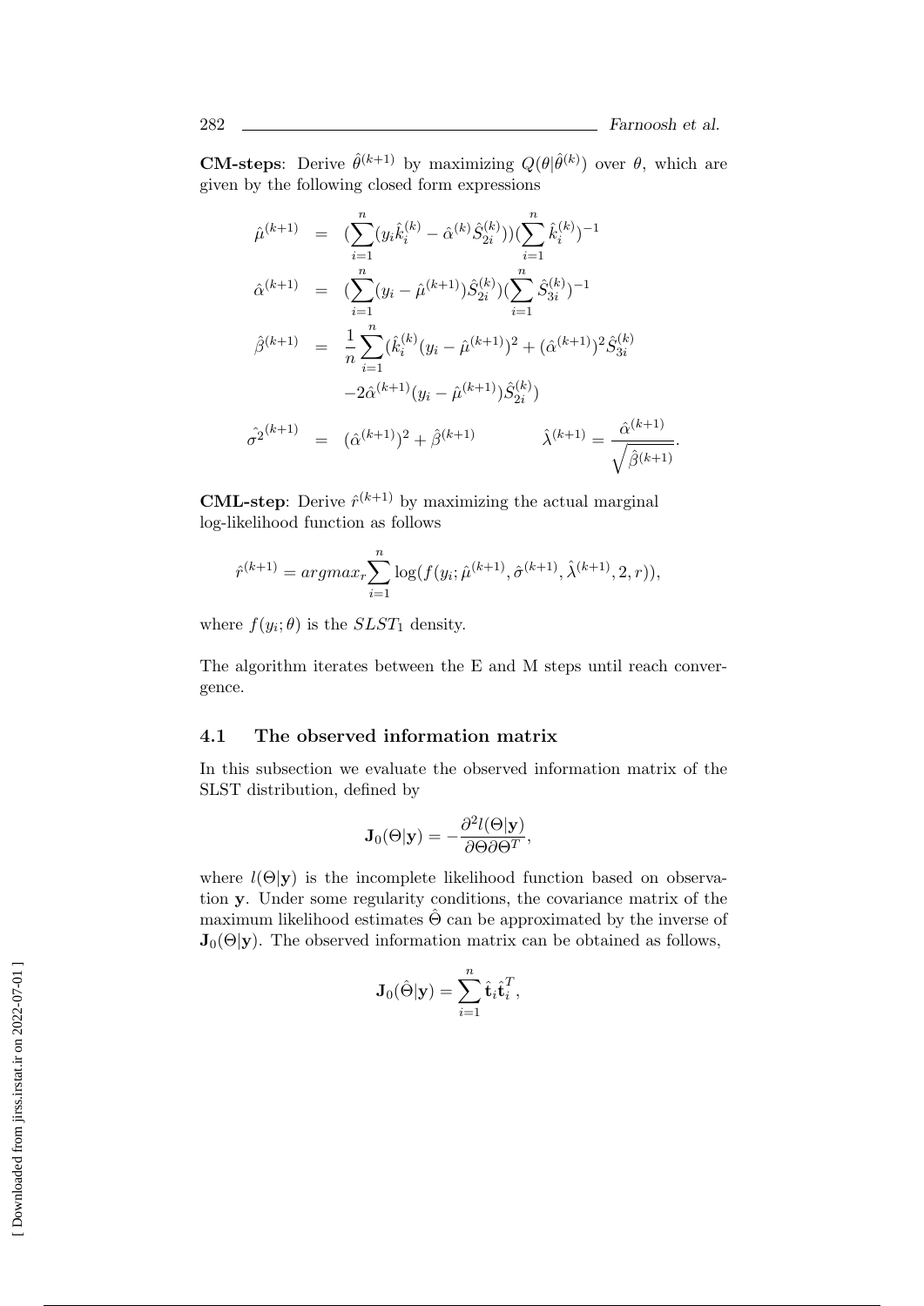**CM-steps**: Derive $\hat{\theta}^{(k+1)}$ by maximizing $Q(\theta|\hat{\theta}^{(k)})$ over $\theta$, which are given by the following closed form expressions

$$
\begin{aligned}
\hat{\mu}^{(k+1)} &= (\sum_{i=1}^{n}(y_i\hat{k}_i^{(k)} - \hat{\alpha}^{(k)}\hat{S}_{2i}^{(k)}))(\sum_{i=1}^{n}\hat{k}_i^{(k)})^{-1} \\
\hat{\alpha}^{(k+1)} &= (\sum_{i=1}^{n}(y_i - \hat{\mu}^{(k+1)})\hat{S}_{2i}^{(k)})(\sum_{i=1}^{n}\hat{S}_{3i}^{(k)})^{-1} \\
\hat{\beta}^{(k+1)} &= \frac{1}{n}\sum_{i=1}^{n}(\hat{k}_i^{(k)}(y_i - \hat{\mu}^{(k+1)})^2 + (\hat{\alpha}^{(k+1)})^2\hat{S}_{3i}^{(k)} \\
&\quad -2\hat{\alpha}^{(k+1)}(y_i - \hat{\mu}^{(k+1)})\hat{S}_{2i}^{(k)}) \\
\hat{\sigma^2}^{(k+1)} &= (\hat{\alpha}^{(k+1)})^2 + \hat{\beta}^{(k+1)} \qquad \hat{\lambda}^{(k+1)} = \frac{\hat{\alpha}^{(k+1)}}{\sqrt{\hat{\beta}^{(k+1)}}}.
\end{aligned}
$$

**CML-step**: Derive $\hat{r}^{(k+1)}$ by maximizing the actual marginal log-likelihood function as follows

$$
\hat{r}^{(k+1)} = argmax_r \sum_{i=1}^{n}\log(f(y_i; \hat{\mu}^{(k+1)}, \hat{\sigma}^{(k+1)}, \hat{\lambda}^{(k+1)}, 2, r)),
$$

where $f(y_i;\theta)$ is the $SLST_1$ density.

The algorithm iterates between the E and M steps until reach convergence.

### 4.1 The observed information matrix

In this subsection we evaluate the observed information matrix of the SLST distribution, defined by

$$
\mathbf{J}_0(\Theta|\mathbf{y}) = -\frac{\partial^2 l(\Theta|\mathbf{y})}{\partial\Theta\partial\Theta^T},
$$

where $l(\Theta|\mathbf{y})$ is the incomplete likelihood function based on observation $\mathbf{y}$. Under some regularity conditions, the covariance matrix of the maximum likelihood estimates $\hat{\Theta}$ can be approximated by the inverse of $\mathbf{J}_0(\Theta|\mathbf{y})$. The observed information matrix can be obtained as follows,

$$
\mathbf{J}_0(\hat{\Theta}|\mathbf{y}) = \sum_{i=1}^{n}\hat{\mathbf{t}}_i\hat{\mathbf{t}}_i^T,
$$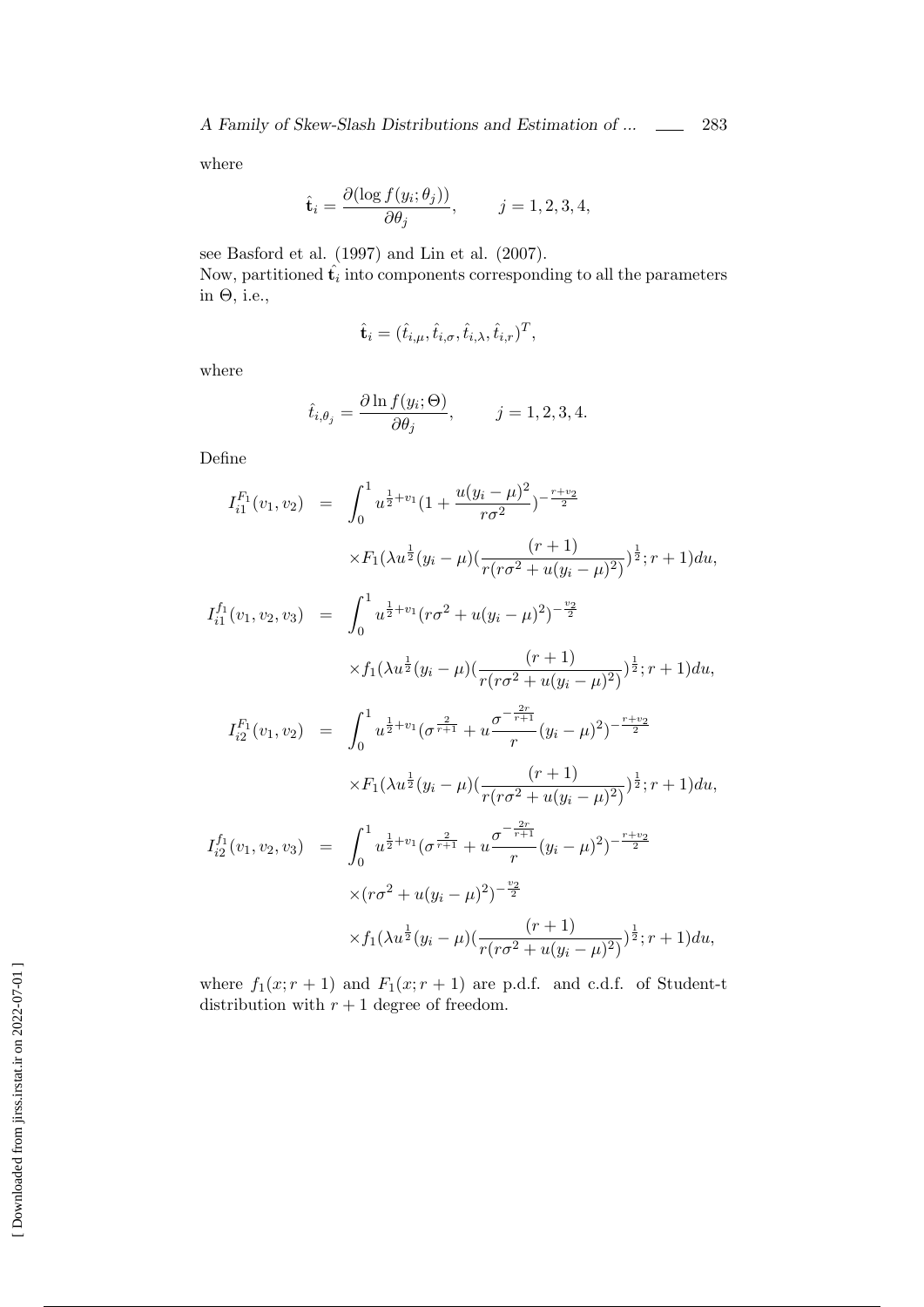where

$$\hat{\mathbf{t}}_i = \frac{\partial(\log f(y_i;\theta_j))}{\partial\theta_j}, \qquad j = 1, 2, 3, 4,$$

see Basford et al. (1997) and Lin et al. (2007).
Now, partitioned $\hat{\mathbf{t}_i}$ into components corresponding to all the parameters in $\Theta$, i.e.,

$$\hat{\mathbf{t}}_i = (\hat{t}_{i,\mu}, \hat{t}_{i,\sigma}, \hat{t}_{i,\lambda}, \hat{t}_{i,r})^T,$$

where

$$\hat{t}_{i,\theta_j} = \frac{\partial \ln f(y_i;\Theta)}{\partial\theta_j}, \qquad j = 1, 2, 3, 4.$$

Define

$$\begin{aligned}
I_{i1}^{F_1}(v_1, v_2) &= \int_0^1 u^{\frac{1}{2}+v_1}\left(1 + \frac{u(y_i-\mu)^2}{r\sigma^2}\right)^{-\frac{r+v_2}{2}} \\
&\quad \times F_1\left(\lambda u^{\frac{1}{2}}(y_i-\mu)\left(\frac{(r+1)}{r(r\sigma^2 + u(y_i-\mu)^2)}\right)^{\frac{1}{2}}; r+1\right)du, \\
I_{i1}^{f_1}(v_1, v_2, v_3) &= \int_0^1 u^{\frac{1}{2}+v_1}(r\sigma^2 + u(y_i-\mu)^2)^{-\frac{v_2}{2}} \\
&\quad \times f_1\left(\lambda u^{\frac{1}{2}}(y_i-\mu)\left(\frac{(r+1)}{r(r\sigma^2 + u(y_i-\mu)^2)}\right)^{\frac{1}{2}}; r+1\right)du, \\
I_{i2}^{F_1}(v_1, v_2) &= \int_0^1 u^{\frac{1}{2}+v_1}\left(\sigma^{\frac{2}{r+1}} + u\frac{\sigma^{-\frac{2r}{r+1}}}{r}(y_i-\mu)^2\right)^{-\frac{r+v_2}{2}} \\
&\quad \times F_1\left(\lambda u^{\frac{1}{2}}(y_i-\mu)\left(\frac{(r+1)}{r(r\sigma^2 + u(y_i-\mu)^2)}\right)^{\frac{1}{2}}; r+1\right)du, \\
I_{i2}^{f_1}(v_1, v_2, v_3) &= \int_0^1 u^{\frac{1}{2}+v_1}\left(\sigma^{\frac{2}{r+1}} + u\frac{\sigma^{-\frac{2r}{r+1}}}{r}(y_i-\mu)^2\right)^{-\frac{r+v_2}{2}} \\
&\quad \times (r\sigma^2 + u(y_i-\mu)^2)^{-\frac{v_2}{2}} \\
&\quad \times f_1\left(\lambda u^{\frac{1}{2}}(y_i-\mu)\left(\frac{(r+1)}{r(r\sigma^2 + u(y_i-\mu)^2)}\right)^{\frac{1}{2}}; r+1\right)du,
\end{aligned}$$

where $f_1(x; r+1)$ and $F_1(x; r+1)$ are p.d.f. and c.d.f. of Student-t distribution with $r+1$ degree of freedom.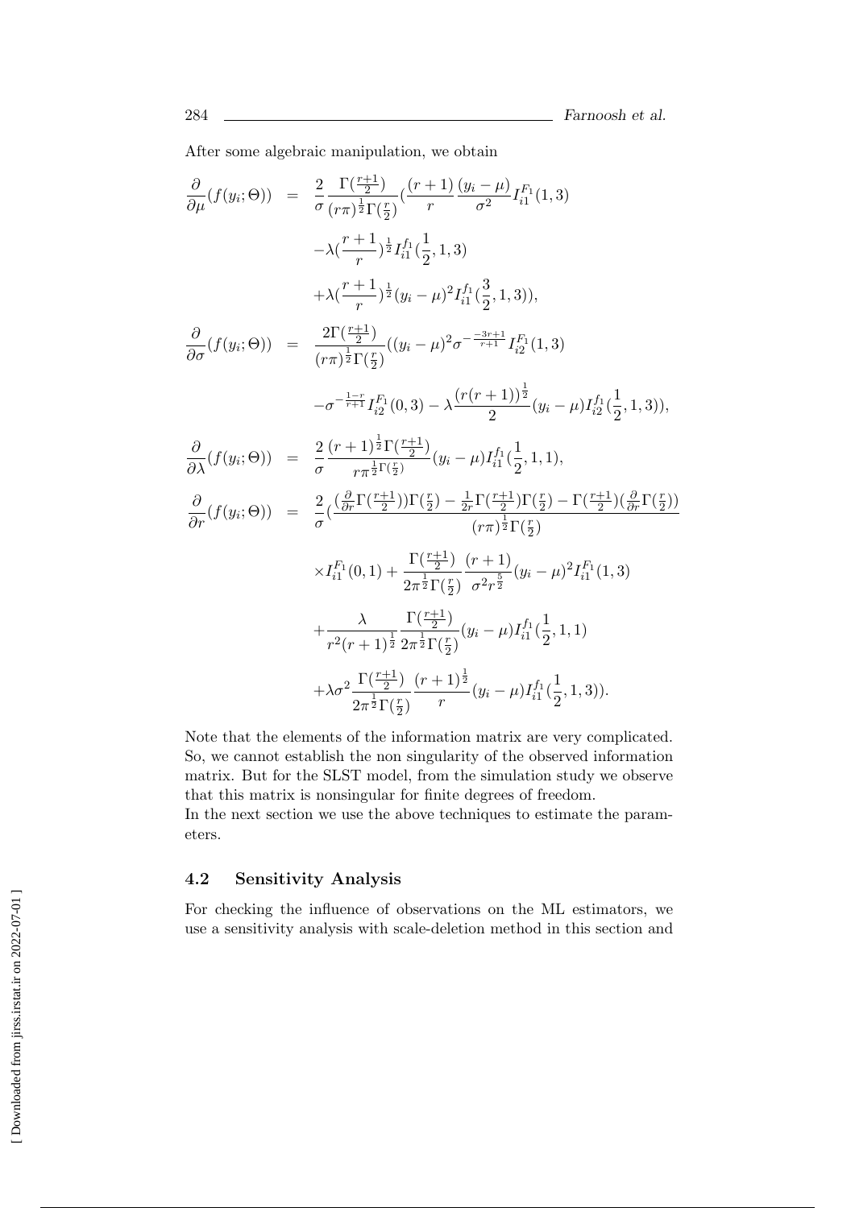After some algebraic manipulation, we obtain

$$
\begin{aligned}
\frac{\partial}{\partial \mu}(f(y_i;\Theta)) &= \frac{2}{\sigma}\frac{\Gamma(\frac{r+1}{2})}{(r\pi)^{\frac{1}{2}}\Gamma(\frac{r}{2})}(\frac{(r+1)}{r}\frac{(y_i-\mu)}{\sigma^2}I_{i1}^{F_1}(1,3) \\
&\quad -\lambda(\frac{r+1}{r})^{\frac{1}{2}}I_{i1}^{f_1}(\frac{1}{2},1,3) \\
&\quad +\lambda(\frac{r+1}{r})^{\frac{1}{2}}(y_i-\mu)^2 I_{i1}^{f_1}(\frac{3}{2},1,3)), \\
\frac{\partial}{\partial \sigma}(f(y_i;\Theta)) &= \frac{2\Gamma(\frac{r+1}{2})}{(r\pi)^{\frac{1}{2}}\Gamma(\frac{r}{2})}((y_i-\mu)^2\sigma^{-\frac{-3r+1}{r+1}}I_{i2}^{F_1}(1,3) \\
&\quad -\sigma^{-\frac{1-r}{r+1}}I_{i2}^{F_1}(0,3) - \lambda\frac{(r(r+1))^{\frac{1}{2}}}{2}(y_i-\mu)I_{i2}^{f_1}(\frac{1}{2},1,3)), \\
\frac{\partial}{\partial \lambda}(f(y_i;\Theta)) &= \frac{2}{\sigma}\frac{(r+1)^{\frac{1}{2}}\Gamma(\frac{r+1}{2})}{r\pi^{\frac{1}{2}\Gamma(\frac{r}{2})}}(y_i-\mu)I_{i1}^{f_1}(\frac{1}{2},1,1), \\
\frac{\partial}{\partial r}(f(y_i;\Theta)) &= \frac{2}{\sigma}(\frac{(\frac{\partial}{\partial r}\Gamma(\frac{r+1}{2}))\Gamma(\frac{r}{2}) - \frac{1}{2r}\Gamma(\frac{r+1}{2})\Gamma(\frac{r}{2}) - \Gamma(\frac{r+1}{2})(\frac{\partial}{\partial r}\Gamma(\frac{r}{2}))}{(r\pi)^{\frac{1}{2}}\Gamma(\frac{r}{2})} \\
&\quad \times I_{i1}^{F_1}(0,1) + \frac{\Gamma(\frac{r+1}{2})}{2\pi^{\frac{1}{2}}\Gamma(\frac{r}{2})}\frac{(r+1)}{\sigma^2 r^{\frac{5}{2}}}(y_i-\mu)^2 I_{i1}^{F_1}(1,3) \\
&\quad +\frac{\lambda}{r^2(r+1)^{\frac{1}{2}}}\frac{\Gamma(\frac{r+1}{2})}{2\pi^{\frac{1}{2}}\Gamma(\frac{r}{2})}(y_i-\mu)I_{i1}^{f_1}(\frac{1}{2},1,1) \\
&\quad +\lambda\sigma^2\frac{\Gamma(\frac{r+1}{2})}{2\pi^{\frac{1}{2}}\Gamma(\frac{r}{2})}\frac{(r+1)^{\frac{1}{2}}}{r}(y_i-\mu)I_{i1}^{f_1}(\frac{1}{2},1,3)).
\end{aligned}
$$

Note that the elements of the information matrix are very complicated. So, we cannot establish the non singularity of the observed information matrix. But for the SLST model, from the simulation study we observe that this matrix is nonsingular for finite degrees of freedom.
In the next section we use the above techniques to estimate the parameters.

### 4.2 Sensitivity Analysis

For checking the influence of observations on the ML estimators, we use a sensitivity analysis with scale-deletion method in this section and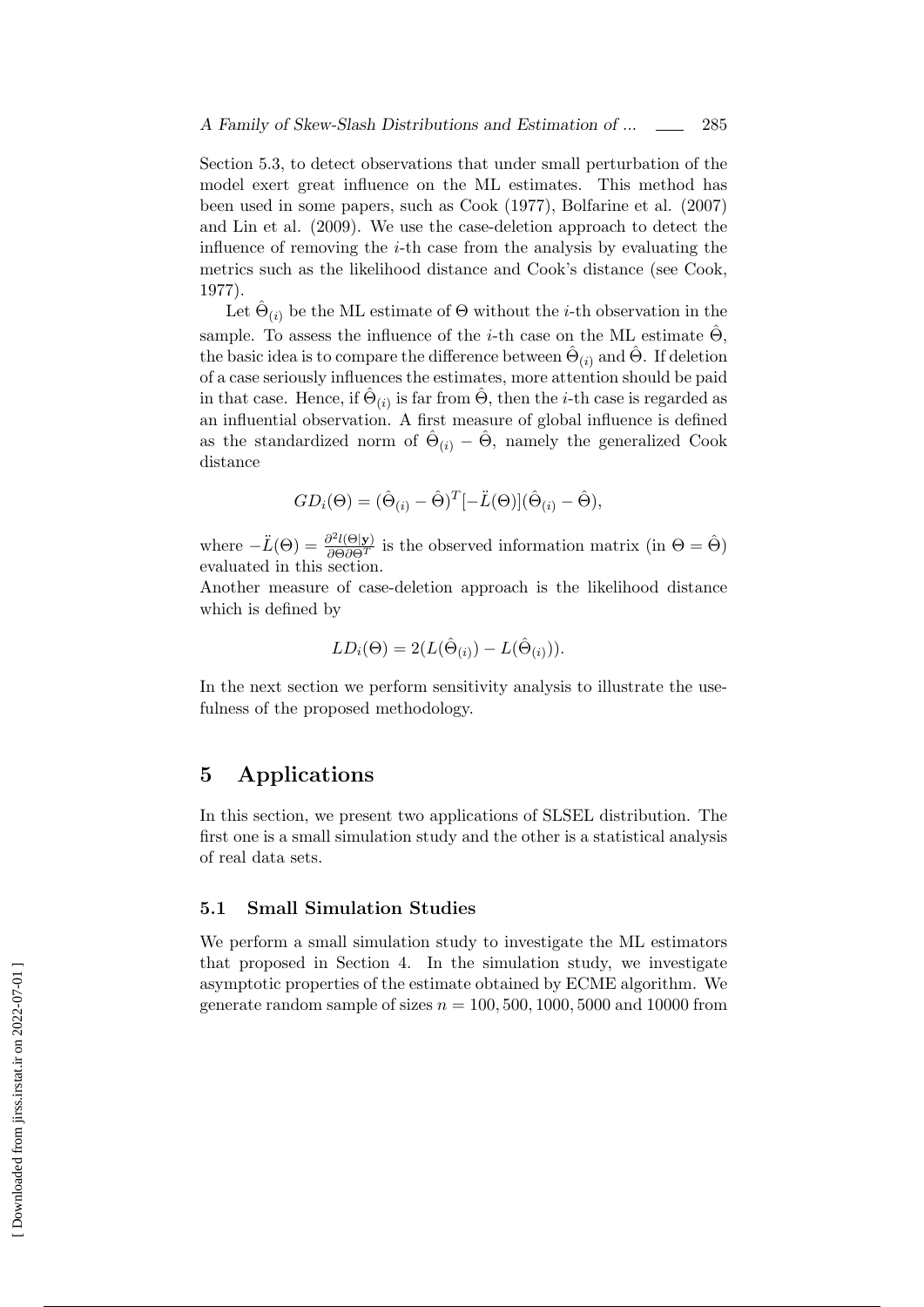Section 5.3, to detect observations that under small perturbation of the model exert great influence on the ML estimates. This method has been used in some papers, such as Cook (1977), Bolfarine et al. (2007) and Lin et al. (2009). We use the case-deletion approach to detect the influence of removing the $i$-th case from the analysis by evaluating the metrics such as the likelihood distance and Cook's distance (see Cook, 1977).

Let $\hat{\Theta}_{(i)}$ be the ML estimate of $\Theta$ without the $i$-th observation in the sample. To assess the influence of the $i$-th case on the ML estimate $\hat{\Theta}$, the basic idea is to compare the difference between $\hat{\Theta}_{(i)}$ and $\hat{\Theta}$. If deletion of a case seriously influences the estimates, more attention should be paid in that case. Hence, if $\hat{\Theta}_{(i)}$ is far from $\hat{\Theta}$, then the $i$-th case is regarded as an influential observation. A first measure of global influence is defined as the standardized norm of $\hat{\Theta}_{(i)} - \hat{\Theta}$, namely the generalized Cook distance

$$GD_i(\Theta) = (\hat{\Theta}_{(i)} - \hat{\Theta})^T[-\ddot{L}(\Theta)](\hat{\Theta}_{(i)} - \hat{\Theta}),$$

where $-\ddot{L}(\Theta) = \frac{\partial^2 l(\Theta|\mathbf{y})}{\partial\Theta\partial\Theta^T}$ is the observed information matrix (in $\Theta = \hat{\Theta}$) evaluated in this section.
Another measure of case-deletion approach is the likelihood distance which is defined by

$$LD_i(\Theta) = 2(L(\hat{\Theta}_{(i)}) - L(\hat{\Theta}_{(i)})).$$

In the next section we perform sensitivity analysis to illustrate the usefulness of the proposed methodology.

# 5 Applications

In this section, we present two applications of SLSEL distribution. The first one is a small simulation study and the other is a statistical analysis of real data sets.

## 5.1 Small Simulation Studies

We perform a small simulation study to investigate the ML estimators that proposed in Section 4. In the simulation study, we investigate asymptotic properties of the estimate obtained by ECME algorithm. We generate random sample of sizes $n = 100, 500, 1000, 5000$ and $10000$ from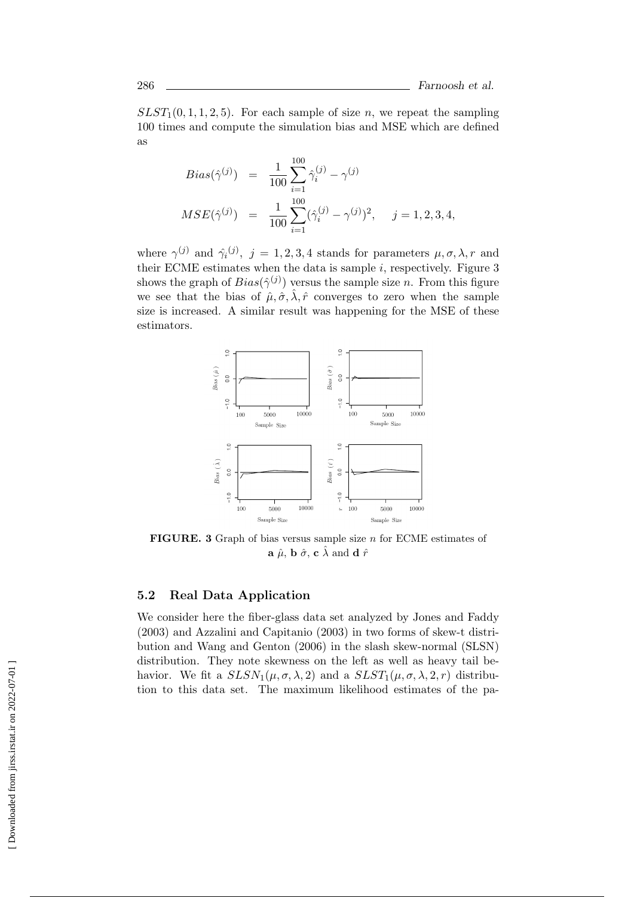$SLST_1(0, 1, 1, 2, 5)$. For each sample of size $n$, we repeat the sampling 100 times and compute the simulation bias and MSE which are defined as

$$Bias(\hat{\gamma}^{(j)}) = \frac{1}{100}\sum_{i=1}^{100} \hat{\gamma}_i^{(j)} - \gamma^{(j)}$$

$$MSE(\hat{\gamma}^{(j)}) = \frac{1}{100}\sum_{i=1}^{100} (\hat{\gamma}_i^{(j)} - \gamma^{(j)})^2, \quad j = 1, 2, 3, 4,$$

where $\gamma^{(j)}$ and $\hat{\gamma}_i^{(j)}$, $j = 1, 2, 3, 4$ stands for parameters $\mu, \sigma, \lambda, r$ and their ECME estimates when the data is sample $i$, respectively. Figure 3 shows the graph of $Bias(\hat{\gamma}^{(j)})$ versus the sample size $n$. From this figure we see that the bias of $\hat{\mu}, \hat{\sigma}, \hat{\lambda}, \hat{r}$ converges to zero when the sample size is increased. A similar result was happening for the MSE of these estimators.

**FIGURE. 3** Graph of bias versus sample size $n$ for ECME estimates of **a** $\hat{\mu}$, **b** $\hat{\sigma}$, **c** $\hat{\lambda}$ and **d** $\hat{r}$

## 5.2 Real Data Application

We consider here the fiber-glass data set analyzed by Jones and Faddy (2003) and Azzalini and Capitanio (2003) in two forms of skew-t distribution and Wang and Genton (2006) in the slash skew-normal (SLSN) distribution. They note skewness on the left as well as heavy tail behavior. We fit a $SLSN_1(\mu, \sigma, \lambda, 2)$ and a $SLST_1(\mu, \sigma, \lambda, 2, r)$ distribution to this data set. The maximum likelihood estimates of the pa-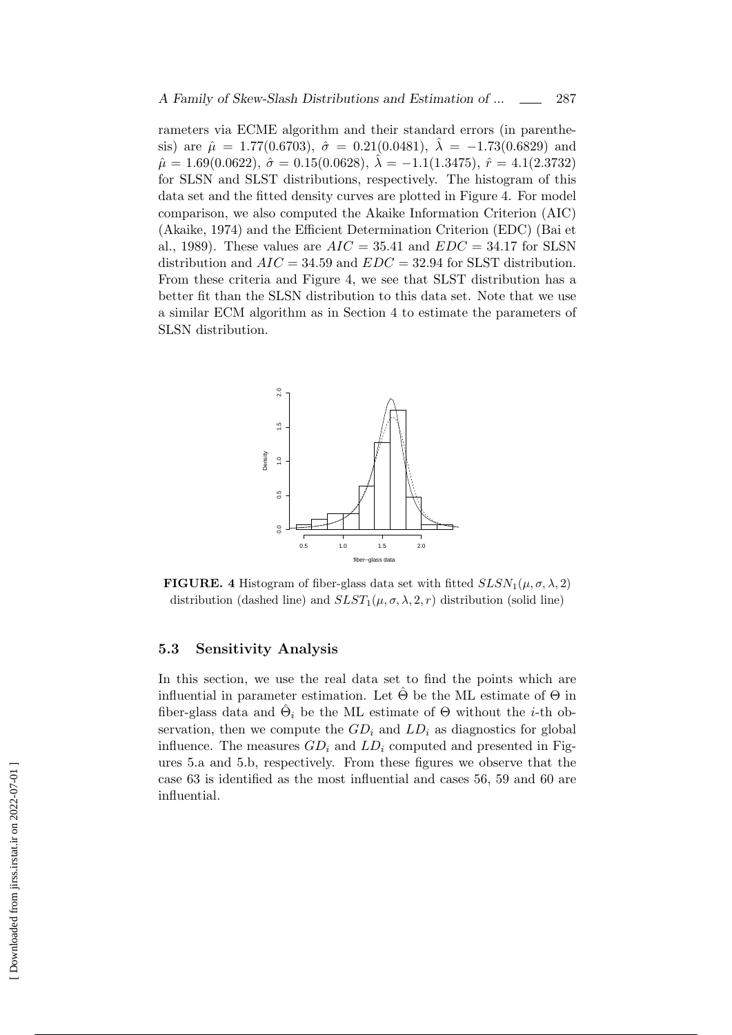rameters via ECME algorithm and their standard errors (in parenthesis) are $\hat{\mu} = 1.77(0.6703)$, $\hat{\sigma} = 0.21(0.0481)$, $\hat{\lambda} = -1.73(0.6829)$ and $\hat{\mu} = 1.69(0.0622)$, $\hat{\sigma} = 0.15(0.0628)$, $\hat{\lambda} = -1.1(1.3475)$, $\hat{r} = 4.1(2.3732)$ for SLSN and SLST distributions, respectively. The histogram of this data set and the fitted density curves are plotted in Figure 4. For model comparison, we also computed the Akaike Information Criterion (AIC) (Akaike, 1974) and the Efficient Determination Criterion (EDC) (Bai et al., 1989). These values are $AIC = 35.41$ and $EDC = 34.17$ for SLSN distribution and $AIC = 34.59$ and $EDC = 32.94$ for SLST distribution. From these criteria and Figure 4, we see that SLST distribution has a better fit than the SLSN distribution to this data set. Note that we use a similar ECM algorithm as in Section 4 to estimate the parameters of SLSN distribution.

**FIGURE. 4** Histogram of fiber-glass data set with fitted $SLSN_1(\mu, \sigma, \lambda, 2)$ distribution (dashed line) and $SLST_1(\mu, \sigma, \lambda, 2, r)$ distribution (solid line)

## 5.3 Sensitivity Analysis

In this section, we use the real data set to find the points which are influential in parameter estimation. Let $\hat{\Theta}$ be the ML estimate of $\Theta$ in fiber-glass data and $\hat{\Theta}_i$ be the ML estimate of $\Theta$ without the $i$-th observation, then we compute the $GD_i$ and $LD_i$ as diagnostics for global influence. The measures $GD_i$ and $LD_i$ computed and presented in Figures 5.a and 5.b, respectively. From these figures we observe that the case 63 is identified as the most influential and cases 56, 59 and 60 are influential.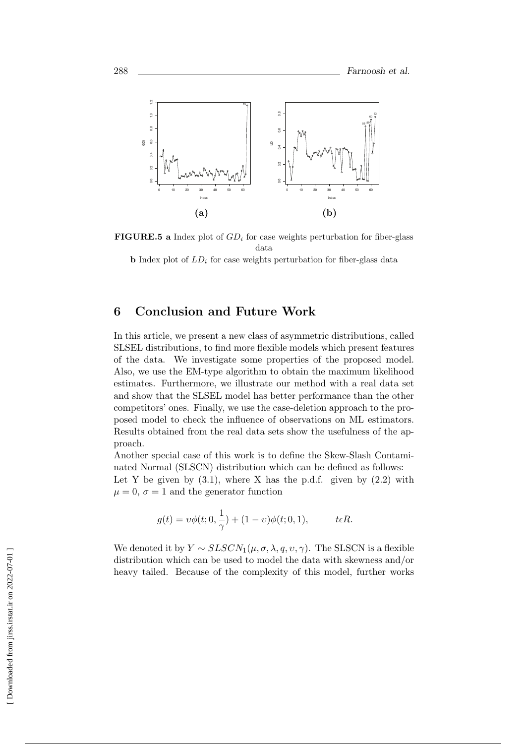**FIGURE.5 a** Index plot of $GD_i$ for case weights perturbation for fiber-glass data

**b** Index plot of $LD_i$ for case weights perturbation for fiber-glass data

## 6 Conclusion and Future Work

In this article, we present a new class of asymmetric distributions, called SLSEL distributions, to find more flexible models which present features of the data. We investigate some properties of the proposed model. Also, we use the EM-type algorithm to obtain the maximum likelihood estimates. Furthermore, we illustrate our method with a real data set and show that the SLSEL model has better performance than the other competitors' ones. Finally, we use the case-deletion approach to the proposed model to check the influence of observations on ML estimators. Results obtained from the real data sets show the usefulness of the approach.

Another special case of this work is to define the Skew-Slash Contaminated Normal (SLSCN) distribution which can be defined as follows:
Let Y be given by (3.1), where X has the p.d.f. given by (2.2) with $\mu = 0$, $\sigma = 1$ and the generator function

$$g(t) = \upsilon\phi(t; 0, \frac{1}{\gamma}) + (1 - \upsilon)\phi(t; 0, 1), \qquad t\epsilon R.$$

We denoted it by $Y \sim SLSCN_1(\mu, \sigma, \lambda, q, \upsilon, \gamma)$. The SLSCN is a flexible distribution which can be used to model the data with skewness and/or heavy tailed. Because of the complexity of this model, further works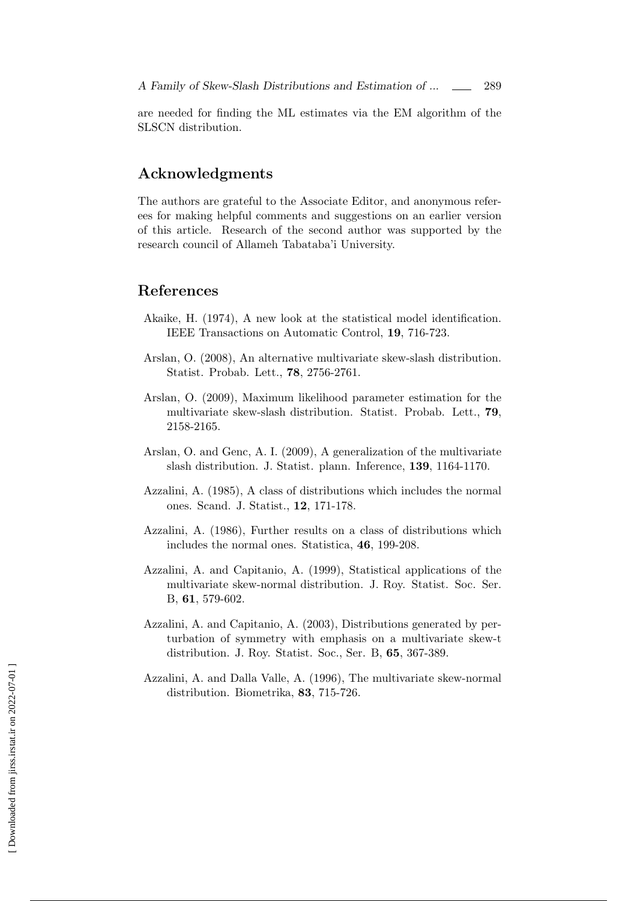are needed for finding the ML estimates via the EM algorithm of the SLSCN distribution.

## Acknowledgments

The authors are grateful to the Associate Editor, and anonymous referees for making helpful comments and suggestions on an earlier version of this article. Research of the second author was supported by the research council of Allameh Tabataba'i University.

## References

Akaike, H. (1974), A new look at the statistical model identification. IEEE Transactions on Automatic Control, **19**, 716-723.

Arslan, O. (2008), An alternative multivariate skew-slash distribution. Statist. Probab. Lett., **78**, 2756-2761.

Arslan, O. (2009), Maximum likelihood parameter estimation for the multivariate skew-slash distribution. Statist. Probab. Lett., **79**, 2158-2165.

Arslan, O. and Genc, A. I. (2009), A generalization of the multivariate slash distribution. J. Statist. plann. Inference, **139**, 1164-1170.

Azzalini, A. (1985), A class of distributions which includes the normal ones. Scand. J. Statist., **12**, 171-178.

Azzalini, A. (1986), Further results on a class of distributions which includes the normal ones. Statistica, **46**, 199-208.

Azzalini, A. and Capitanio, A. (1999), Statistical applications of the multivariate skew-normal distribution. J. Roy. Statist. Soc. Ser. B, **61**, 579-602.

Azzalini, A. and Capitanio, A. (2003), Distributions generated by perturbation of symmetry with emphasis on a multivariate skew-t distribution. J. Roy. Statist. Soc., Ser. B, **65**, 367-389.

Azzalini, A. and Dalla Valle, A. (1996), The multivariate skew-normal distribution. Biometrika, **83**, 715-726.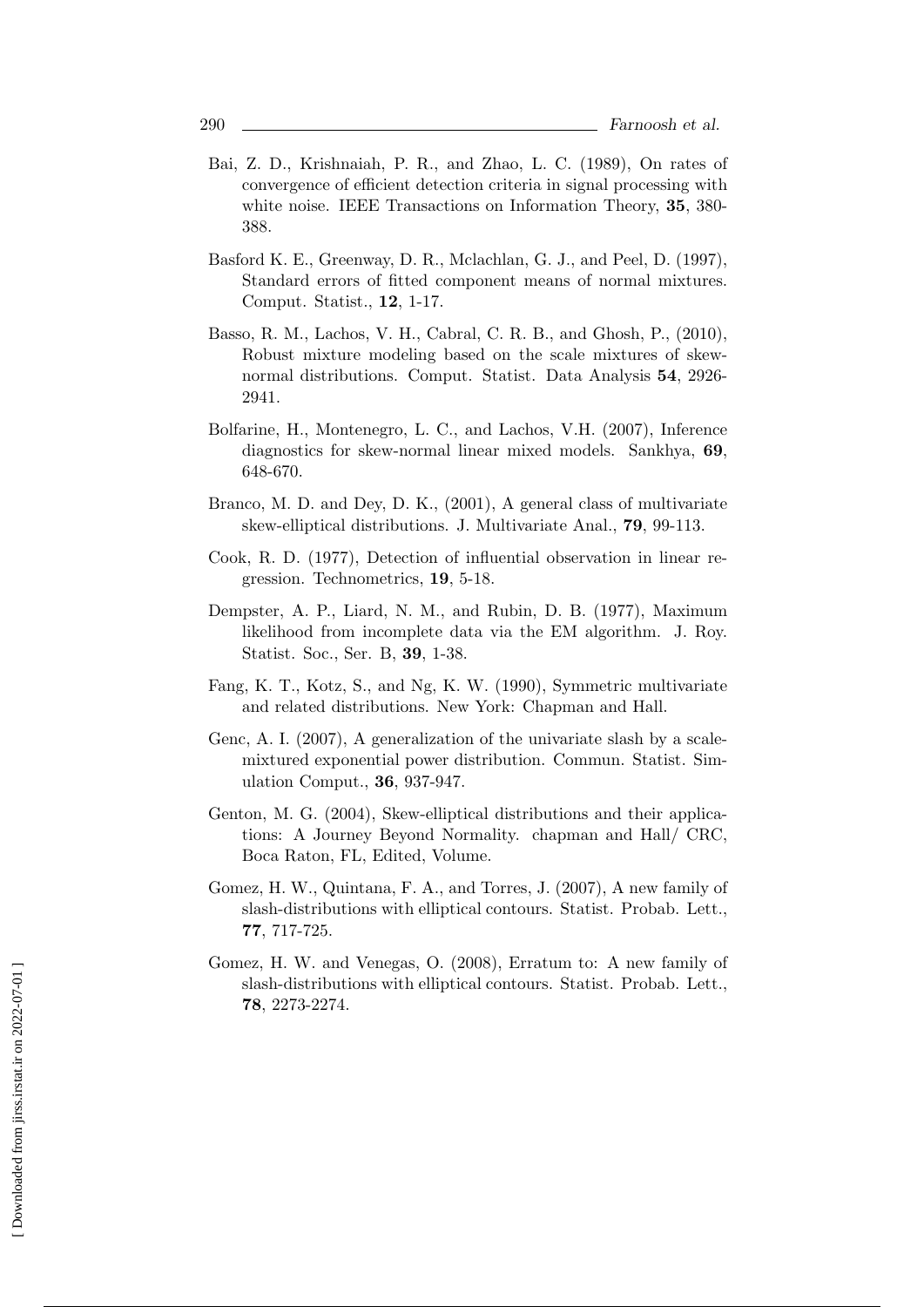Bai, Z. D., Krishnaiah, P. R., and Zhao, L. C. (1989), On rates of convergence of efficient detection criteria in signal processing with white noise. IEEE Transactions on Information Theory, **35**, 380-388.

Basford K. E., Greenway, D. R., Mclachlan, G. J., and Peel, D. (1997), Standard errors of fitted component means of normal mixtures. Comput. Statist., **12**, 1-17.

Basso, R. M., Lachos, V. H., Cabral, C. R. B., and Ghosh, P., (2010), Robust mixture modeling based on the scale mixtures of skew-normal distributions. Comput. Statist. Data Analysis **54**, 2926-2941.

Bolfarine, H., Montenegro, L. C., and Lachos, V.H. (2007), Inference diagnostics for skew-normal linear mixed models. Sankhya, **69**, 648-670.

Branco, M. D. and Dey, D. K., (2001), A general class of multivariate skew-elliptical distributions. J. Multivariate Anal., **79**, 99-113.

Cook, R. D. (1977), Detection of influential observation in linear regression. Technometrics, **19**, 5-18.

Dempster, A. P., Liard, N. M., and Rubin, D. B. (1977), Maximum likelihood from incomplete data via the EM algorithm. J. Roy. Statist. Soc., Ser. B, **39**, 1-38.

Fang, K. T., Kotz, S., and Ng, K. W. (1990), Symmetric multivariate and related distributions. New York: Chapman and Hall.

Genc, A. I. (2007), A generalization of the univariate slash by a scale-mixtured exponential power distribution. Commun. Statist. Simulation Comput., **36**, 937-947.

Genton, M. G. (2004), Skew-elliptical distributions and their applications: A Journey Beyond Normality. chapman and Hall/ CRC, Boca Raton, FL, Edited, Volume.

Gomez, H. W., Quintana, F. A., and Torres, J. (2007), A new family of slash-distributions with elliptical contours. Statist. Probab. Lett., **77**, 717-725.

Gomez, H. W. and Venegas, O. (2008), Erratum to: A new family of slash-distributions with elliptical contours. Statist. Probab. Lett., **78**, 2273-2274.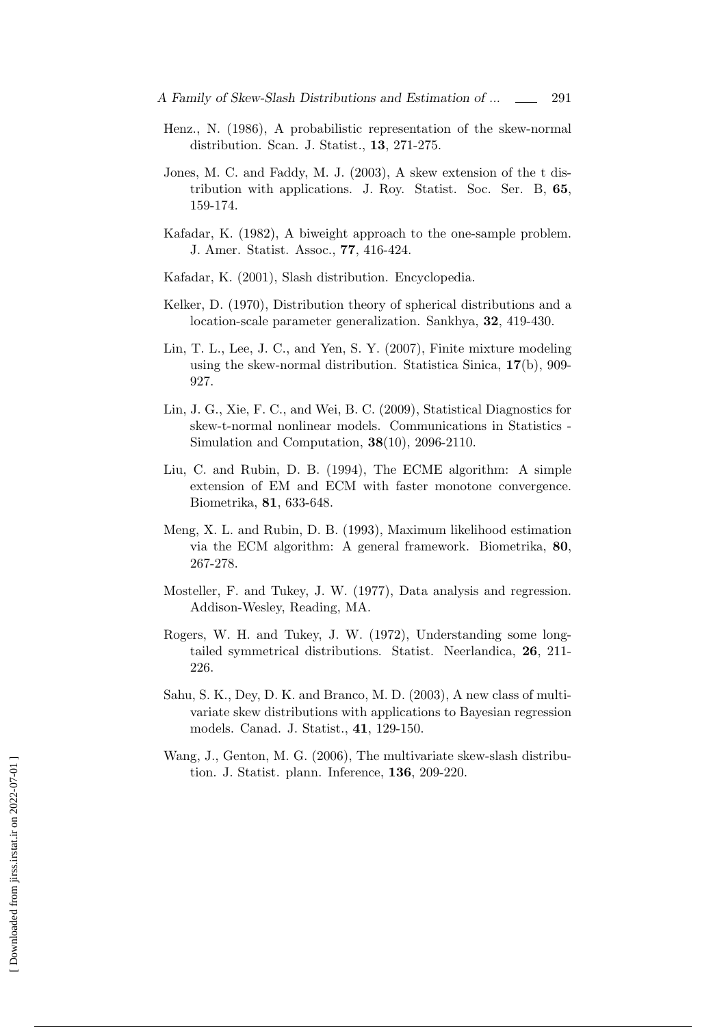Henz., N. (1986), A probabilistic representation of the skew-normal distribution. Scan. J. Statist., **13**, 271-275.

Jones, M. C. and Faddy, M. J. (2003), A skew extension of the t distribution with applications. J. Roy. Statist. Soc. Ser. B, **65**, 159-174.

Kafadar, K. (1982), A biweight approach to the one-sample problem. J. Amer. Statist. Assoc., **77**, 416-424.

Kafadar, K. (2001), Slash distribution. Encyclopedia.

Kelker, D. (1970), Distribution theory of spherical distributions and a location-scale parameter generalization. Sankhya, **32**, 419-430.

Lin, T. L., Lee, J. C., and Yen, S. Y. (2007), Finite mixture modeling using the skew-normal distribution. Statistica Sinica, **17**(b), 909-927.

Lin, J. G., Xie, F. C., and Wei, B. C. (2009), Statistical Diagnostics for skew-t-normal nonlinear models. Communications in Statistics - Simulation and Computation, **38**(10), 2096-2110.

Liu, C. and Rubin, D. B. (1994), The ECME algorithm: A simple extension of EM and ECM with faster monotone convergence. Biometrika, **81**, 633-648.

Meng, X. L. and Rubin, D. B. (1993), Maximum likelihood estimation via the ECM algorithm: A general framework. Biometrika, **80**, 267-278.

Mosteller, F. and Tukey, J. W. (1977), Data analysis and regression. Addison-Wesley, Reading, MA.

Rogers, W. H. and Tukey, J. W. (1972), Understanding some long-tailed symmetrical distributions. Statist. Neerlandica, **26**, 211-226.

Sahu, S. K., Dey, D. K. and Branco, M. D. (2003), A new class of multivariate skew distributions with applications to Bayesian regression models. Canad. J. Statist., **41**, 129-150.

Wang, J., Genton, M. G. (2006), The multivariate skew-slash distribution. J. Statist. plann. Inference, **136**, 209-220.